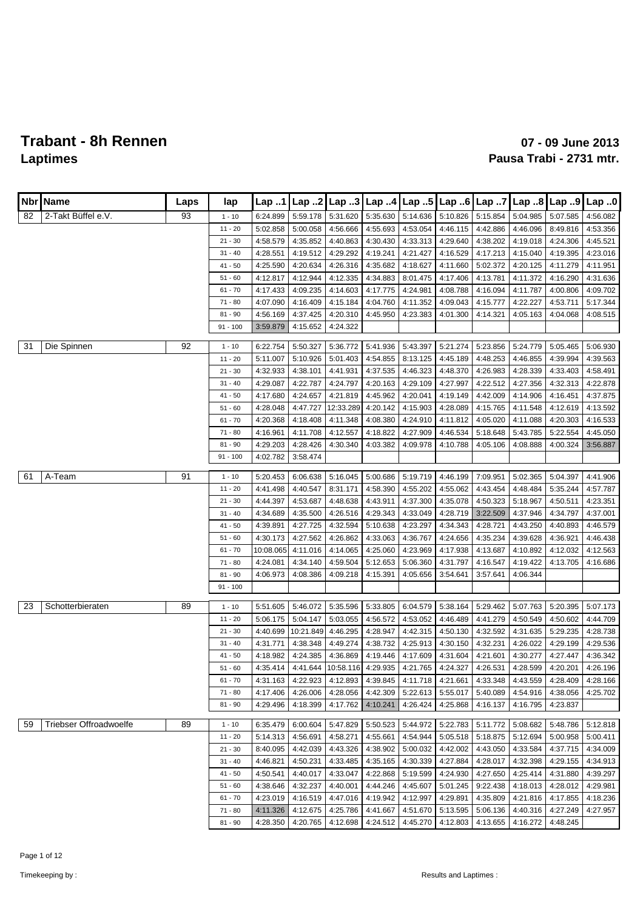# Trabant - 8h Rennen

## Laptimes

**07 - 09 June 2013**

**Pausa Trabi - 2731 mtr.**

| Nbr | Name | Laps | lap | Lap ..1 | Lap ..2 | Lap ..3 | Lap ..4 | Lap ..5 | Lap ..6 | Lap ..7 | Lap ..8 | Lap ..9 | Lap ..0 |
|---|---|---|---|---|---|---|---|---|---|---|---|---|---|
| 82 | 2-Takt Büffel e.V. | 93 | 1 - 10 | 6:24.899 | 5:59.178 | 5:31.620 | 5:35.630 | 5:14.636 | 5:10.826 | 5:15.854 | 5:04.985 | 5:07.585 | 4:56.082 |
| | | | 11 - 20 | 5:02.858 | 5:00.058 | 4:56.666 | 4:55.693 | 4:53.054 | 4:46.115 | 4:42.886 | 4:46.096 | 8:49.816 | 4:53.356 |
| | | | 21 - 30 | 4:58.579 | 4:35.852 | 4:40.863 | 4:30.430 | 4:33.313 | 4:29.640 | 4:38.202 | 4:19.018 | 4:24.306 | 4:45.521 |
| | | | 31 - 40 | 4:28.551 | 4:19.512 | 4:29.292 | 4:19.241 | 4:21.427 | 4:16.529 | 4:17.213 | 4:15.040 | 4:19.395 | 4:23.016 |
| | | | 41 - 50 | 4:25.590 | 4:20.634 | 4:26.316 | 4:35.682 | 4:18.627 | 4:11.660 | 5:02.372 | 4:20.125 | 4:11.279 | 4:11.951 |
| | | | 51 - 60 | 4:12.817 | 4:12.944 | 4:12.335 | 4:34.883 | 8:01.475 | 4:17.406 | 4:13.781 | 4:11.372 | 4:16.290 | 4:31.636 |
| | | | 61 - 70 | 4:17.433 | 4:09.235 | 4:14.603 | 4:17.775 | 4:24.981 | 4:08.788 | 4:16.094 | 4:11.787 | 4:00.806 | 4:09.702 |
| | | | 71 - 80 | 4:07.090 | 4:16.409 | 4:15.184 | 4:04.760 | 4:11.352 | 4:09.043 | 4:15.777 | 4:22.227 | 4:53.711 | 5:17.344 |
| | | | 81 - 90 | 4:56.169 | 4:37.425 | 4:20.310 | 4:45.950 | 4:23.383 | 4:01.300 | 4:14.321 | 4:05.163 | 4:04.068 | 4:08.515 |
| | | | 91 - 100 | 3:59.879 | 4:15.652 | 4:24.322 | | | | | | | |
| 31 | Die Spinnen | 92 | 1 - 10 | 6:22.754 | 5:50.327 | 5:36.772 | 5:41.936 | 5:43.397 | 5:21.274 | 5:23.856 | 5:24.779 | 5:05.465 | 5:06.930 |
| | | | 11 - 20 | 5:11.007 | 5:10.926 | 5:01.403 | 4:54.855 | 8:13.125 | 4:45.189 | 4:48.253 | 4:46.855 | 4:39.994 | 4:39.563 |
| | | | 21 - 30 | 4:32.933 | 4:38.101 | 4:41.931 | 4:37.535 | 4:46.323 | 4:48.370 | 4:26.983 | 4:28.339 | 4:33.403 | 4:58.491 |
| | | | 31 - 40 | 4:29.087 | 4:22.787 | 4:24.797 | 4:20.163 | 4:29.109 | 4:27.997 | 4:22.512 | 4:27.356 | 4:32.313 | 4:22.878 |
| | | | 41 - 50 | 4:17.680 | 4:24.657 | 4:21.819 | 4:45.962 | 4:20.041 | 4:19.149 | 4:42.009 | 4:14.906 | 4:16.451 | 4:37.875 |
| | | | 51 - 60 | 4:28.048 | 4:47.727 | 12:33.289 | 4:20.142 | 4:15.903 | 4:28.089 | 4:15.765 | 4:11.548 | 4:12.619 | 4:13.592 |
| | | | 61 - 70 | 4:20.368 | 4:18.408 | 4:11.348 | 4:08.380 | 4:24.910 | 4:11.812 | 4:05.020 | 4:11.088 | 4:20.303 | 4:16.533 |
| | | | 71 - 80 | 4:16.961 | 4:11.708 | 4:12.557 | 4:18.822 | 4:27.909 | 4:46.534 | 5:18.648 | 5:43.785 | 5:22.554 | 4:45.050 |
| | | | 81 - 90 | 4:29.203 | 4:28.426 | 4:30.340 | 4:03.382 | 4:09.978 | 4:10.788 | 4:05.106 | 4:08.888 | 4:00.324 | 3:56.887 |
| | | | 91 - 100 | 4:02.782 | 3:58.474 | | | | | | | | |
| 61 | A-Team | 91 | 1 - 10 | 5:20.453 | 6:06.638 | 5:16.045 | 5:00.686 | 5:19.719 | 4:46.199 | 7:09.951 | 5:02.365 | 5:04.397 | 4:41.906 |
| | | | 11 - 20 | 4:41.498 | 4:40.547 | 8:31.171 | 4:58.390 | 4:55.202 | 4:55.062 | 4:43.454 | 4:48.484 | 5:35.244 | 4:57.787 |
| | | | 21 - 30 | 4:44.397 | 4:53.687 | 4:48.638 | 4:43.911 | 4:37.300 | 4:35.078 | 4:50.323 | 5:18.967 | 4:50.511 | 4:23.351 |
| | | | 31 - 40 | 4:34.689 | 4:35.500 | 4:26.516 | 4:29.343 | 4:33.049 | 4:28.719 | 3:22.509 | 4:37.946 | 4:34.797 | 4:37.001 |
| | | | 41 - 50 | 4:39.891 | 4:27.725 | 4:32.594 | 5:10.638 | 4:23.297 | 4:34.343 | 4:28.721 | 4:43.250 | 4:40.893 | 4:46.579 |
| | | | 51 - 60 | 4:30.173 | 4:27.562 | 4:26.862 | 4:33.063 | 4:36.767 | 4:24.656 | 4:35.234 | 4:39.628 | 4:36.921 | 4:46.438 |
| | | | 61 - 70 | 10:08.065 | 4:11.016 | 4:14.065 | 4:25.060 | 4:23.969 | 4:17.938 | 4:13.687 | 4:10.892 | 4:12.032 | 4:12.563 |
| | | | 71 - 80 | 4:24.081 | 4:34.140 | 4:59.504 | 5:12.653 | 5:06.360 | 4:31.797 | 4:16.547 | 4:19.422 | 4:13.705 | 4:16.686 |
| | | | 81 - 90 | 4:06.973 | 4:08.386 | 4:09.218 | 4:15.391 | 4:05.656 | 3:54.641 | 3:57.641 | 4:06.344 | | |
| | | | 91 - 100 | | | | | | | | | | |
| 23 | Schotterbieraten | 89 | 1 - 10 | 5:51.605 | 5:46.072 | 5:35.596 | 5:33.805 | 6:04.579 | 5:38.164 | 5:29.462 | 5:07.763 | 5:20.395 | 5:07.173 |
| | | | 11 - 20 | 5:06.175 | 5:04.147 | 5:03.055 | 4:56.572 | 4:53.052 | 4:46.489 | 4:41.279 | 4:50.549 | 4:50.602 | 4:44.709 |
| | | | 21 - 30 | 4:40.699 | 10:21.849 | 4:46.295 | 4:28.947 | 4:42.315 | 4:50.130 | 4:32.592 | 4:31.635 | 5:29.235 | 4:28.738 |
| | | | 31 - 40 | 4:31.771 | 4:38.348 | 4:49.274 | 4:38.732 | 4:25.913 | 4:30.150 | 4:32.231 | 4:26.022 | 4:29.199 | 4:29.536 |
| | | | 41 - 50 | 4:18.982 | 4:24.385 | 4:36.869 | 4:19.446 | 4:17.609 | 4:31.604 | 4:21.601 | 4:30.277 | 4:27.447 | 4:36.342 |
| | | | 51 - 60 | 4:35.414 | 4:41.644 | 10:58.116 | 4:29.935 | 4:21.765 | 4:24.327 | 4:26.531 | 4:28.599 | 4:20.201 | 4:26.196 |
| | | | 61 - 70 | 4:31.163 | 4:22.923 | 4:12.893 | 4:39.845 | 4:11.718 | 4:21.661 | 4:33.348 | 4:43.559 | 4:28.409 | 4:28.166 |
| | | | 71 - 80 | 4:17.406 | 4:26.006 | 4:28.056 | 4:42.309 | 5:22.613 | 5:55.017 | 5:40.089 | 4:54.916 | 4:38.056 | 4:25.702 |
| | | | 81 - 90 | 4:29.496 | 4:18.399 | 4:17.762 | 4:10.241 | 4:26.424 | 4:25.868 | 4:16.137 | 4:16.795 | 4:23.837 | |
| 59 | Triebser Offroadwoelfe | 89 | 1 - 10 | 6:35.479 | 6:00.604 | 5:47.829 | 5:50.523 | 5:44.972 | 5:22.783 | 5:11.772 | 5:08.682 | 5:48.786 | 5:12.818 |
| | | | 11 - 20 | 5:14.313 | 4:56.691 | 4:58.271 | 4:55.661 | 4:54.944 | 5:05.518 | 5:18.875 | 5:12.694 | 5:00.958 | 5:00.411 |
| | | | 21 - 30 | 8:40.095 | 4:42.039 | 4:43.326 | 4:38.902 | 5:00.032 | 4:42.002 | 4:43.050 | 4:33.584 | 4:37.715 | 4:34.009 |
| | | | 31 - 40 | 4:46.821 | 4:50.231 | 4:33.485 | 4:35.165 | 4:30.339 | 4:27.884 | 4:28.017 | 4:32.398 | 4:29.155 | 4:34.913 |
| | | | 41 - 50 | 4:50.541 | 4:40.017 | 4:33.047 | 4:22.868 | 5:19.599 | 4:24.930 | 4:27.650 | 4:25.414 | 4:31.880 | 4:39.297 |
| | | | 51 - 60 | 4:38.646 | 4:32.237 | 4:40.001 | 4:44.246 | 4:45.607 | 5:01.245 | 9:22.438 | 4:18.013 | 4:28.012 | 4:29.981 |
| | | | 61 - 70 | 4:23.019 | 4:16.519 | 4:47.016 | 4:19.942 | 4:12.997 | 4:29.891 | 4:35.809 | 4:21.816 | 4:17.855 | 4:18.236 |
| | | | 71 - 80 | 4:11.326 | 4:12.675 | 4:25.786 | 4:41.667 | 4:51.670 | 5:13.595 | 5:06.136 | 4:40.316 | 4:27.249 | 4:27.957 |
| | | | 81 - 90 | 4:28.350 | 4:20.765 | 4:12.698 | 4:24.512 | 4:45.270 | 4:12.803 | 4:13.655 | 4:16.272 | 4:48.245 | |

Timekeeping by :

Results and Laptimes :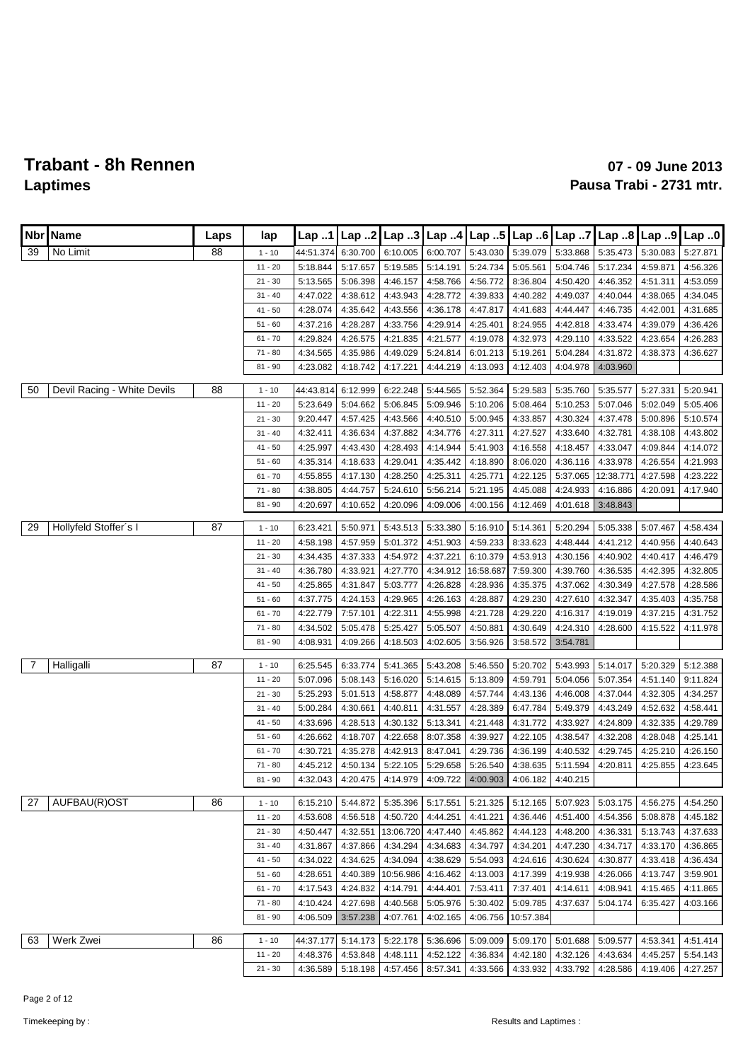# Trabant - 8h Rennen

## Laptimes

**07 - 09 June 2013**

**Pausa Trabi - 2731 mtr.**

| Nbr | Name | Laps | lap | Lap ..1 | Lap ..2 | Lap ..3 | Lap ..4 | Lap ..5 | Lap ..6 | Lap ..7 | Lap ..8 | Lap ..9 | Lap ..0 |
|---|---|---|---|---|---|---|---|---|---|---|---|---|---|
| 39 | No Limit | 88 | 1 - 10 | 44:51.374 | 6:30.700 | 6:10.005 | 6:00.707 | 5:43.030 | 5:39.079 | 5:33.868 | 5:35.473 | 5:30.083 | 5:27.871 |
| | | | 11 - 20 | 5:18.844 | 5:17.657 | 5:19.585 | 5:14.191 | 5:24.734 | 5:05.561 | 5:04.746 | 5:17.234 | 4:59.871 | 4:56.326 |
| | | | 21 - 30 | 5:13.565 | 5:06.398 | 4:46.157 | 4:58.766 | 4:56.772 | 8:36.804 | 4:50.420 | 4:46.352 | 4:51.311 | 4:53.059 |
| | | | 31 - 40 | 4:47.022 | 4:38.612 | 4:43.943 | 4:28.772 | 4:39.833 | 4:40.282 | 4:49.037 | 4:40.044 | 4:38.065 | 4:34.045 |
| | | | 41 - 50 | 4:28.074 | 4:35.642 | 4:43.556 | 4:36.178 | 4:47.817 | 4:41.683 | 4:44.447 | 4:46.735 | 4:42.001 | 4:31.685 |
| | | | 51 - 60 | 4:37.216 | 4:28.287 | 4:33.756 | 4:29.914 | 4:25.401 | 8:24.955 | 4:42.818 | 4:33.474 | 4:39.079 | 4:36.426 |
| | | | 61 - 70 | 4:29.824 | 4:26.575 | 4:21.835 | 4:21.577 | 4:19.078 | 4:32.973 | 4:29.110 | 4:33.522 | 4:23.654 | 4:26.283 |
| | | | 71 - 80 | 4:34.565 | 4:35.986 | 4:49.029 | 5:24.814 | 6:01.213 | 5:19.261 | 5:04.284 | 4:31.872 | 4:38.373 | 4:36.627 |
| | | | 81 - 90 | 4:23.082 | 4:18.742 | 4:17.221 | 4:44.219 | 4:13.093 | 4:12.403 | 4:04.978 | 4:03.960 | | |
| 50 | Devil Racing - White Devils | 88 | 1 - 10 | 44:43.814 | 6:12.999 | 6:22.248 | 5:44.565 | 5:52.364 | 5:29.583 | 5:35.760 | 5:35.577 | 5:27.331 | 5:20.941 |
| | | | 11 - 20 | 5:23.649 | 5:04.662 | 5:06.845 | 5:09.946 | 5:10.206 | 5:08.464 | 5:10.253 | 5:07.046 | 5:02.049 | 5:05.406 |
| | | | 21 - 30 | 9:20.447 | 4:57.425 | 4:43.566 | 4:40.510 | 5:00.945 | 4:33.857 | 4:30.324 | 4:37.478 | 5:00.896 | 5:10.574 |
| | | | 31 - 40 | 4:32.411 | 4:36.634 | 4:37.882 | 4:34.776 | 4:27.311 | 4:27.527 | 4:33.640 | 4:32.781 | 4:38.108 | 4:43.802 |
| | | | 41 - 50 | 4:25.997 | 4:43.430 | 4:28.493 | 4:14.944 | 5:41.903 | 4:16.558 | 4:18.457 | 4:33.047 | 4:09.844 | 4:14.072 |
| | | | 51 - 60 | 4:35.314 | 4:18.633 | 4:29.041 | 4:35.442 | 4:18.890 | 8:06.020 | 4:36.116 | 4:33.978 | 4:26.554 | 4:21.993 |
| | | | 61 - 70 | 4:55.855 | 4:17.130 | 4:28.250 | 4:25.311 | 4:25.771 | 4:22.125 | 5:37.065 | 12:38.771 | 4:27.598 | 4:23.222 |
| | | | 71 - 80 | 4:38.805 | 4:44.757 | 5:24.610 | 5:56.214 | 5:21.195 | 4:45.088 | 4:24.933 | 4:16.886 | 4:20.091 | 4:17.940 |
| | | | 81 - 90 | 4:20.697 | 4:10.652 | 4:20.096 | 4:09.006 | 4:00.156 | 4:12.469 | 4:01.618 | 3:48.843 | | |
| 29 | Hollyfeld Stoffer´s I | 87 | 1 - 10 | 6:23.421 | 5:50.971 | 5:43.513 | 5:33.380 | 5:16.910 | 5:14.361 | 5:20.294 | 5:05.338 | 5:07.467 | 4:58.434 |
| | | | 11 - 20 | 4:58.198 | 4:57.959 | 5:01.372 | 4:51.903 | 4:59.233 | 8:33.623 | 4:48.444 | 4:41.212 | 4:40.956 | 4:40.643 |
| | | | 21 - 30 | 4:34.435 | 4:37.333 | 4:54.972 | 4:37.221 | 6:10.379 | 4:53.913 | 4:30.156 | 4:40.902 | 4:40.417 | 4:46.479 |
| | | | 31 - 40 | 4:36.780 | 4:33.921 | 4:27.770 | 4:34.912 | 16:58.687 | 7:59.300 | 4:39.760 | 4:36.535 | 4:42.395 | 4:32.805 |
| | | | 41 - 50 | 4:25.865 | 4:31.847 | 5:03.777 | 4:26.828 | 4:28.936 | 4:35.375 | 4:37.062 | 4:30.349 | 4:27.578 | 4:28.586 |
| | | | 51 - 60 | 4:37.775 | 4:24.153 | 4:29.965 | 4:26.163 | 4:28.887 | 4:29.230 | 4:27.610 | 4:32.347 | 4:35.403 | 4:35.758 |
| | | | 61 - 70 | 4:22.779 | 7:57.101 | 4:22.311 | 4:55.998 | 4:21.728 | 4:29.220 | 4:16.317 | 4:19.019 | 4:37.215 | 4:31.752 |
| | | | 71 - 80 | 4:34.502 | 5:05.478 | 5:25.427 | 5:05.507 | 4:50.881 | 4:30.649 | 4:24.310 | 4:28.600 | 4:15.522 | 4:11.978 |
| | | | 81 - 90 | 4:08.931 | 4:09.266 | 4:18.503 | 4:02.605 | 3:56.926 | 3:58.572 | 3:54.781 | | | |
| 7 | Halligalli | 87 | 1 - 10 | 6:25.545 | 6:33.774 | 5:41.365 | 5:43.208 | 5:46.550 | 5:20.702 | 5:43.993 | 5:14.017 | 5:20.329 | 5:12.388 |
| | | | 11 - 20 | 5:07.096 | 5:08.143 | 5:16.020 | 5:14.615 | 5:13.809 | 4:59.791 | 5:04.056 | 5:07.354 | 4:51.140 | 9:11.824 |
| | | | 21 - 30 | 5:25.293 | 5:01.513 | 4:58.877 | 4:48.089 | 4:57.744 | 4:43.136 | 4:46.008 | 4:37.044 | 4:32.305 | 4:34.257 |
| | | | 31 - 40 | 5:00.284 | 4:30.661 | 4:40.811 | 4:31.557 | 4:28.389 | 6:47.784 | 5:49.379 | 4:43.249 | 4:52.632 | 4:58.441 |
| | | | 41 - 50 | 4:33.696 | 4:28.513 | 4:30.132 | 5:13.341 | 4:21.448 | 4:31.772 | 4:33.927 | 4:24.809 | 4:32.335 | 4:29.789 |
| | | | 51 - 60 | 4:26.662 | 4:18.707 | 4:22.658 | 8:07.358 | 4:39.927 | 4:22.105 | 4:38.547 | 4:32.208 | 4:28.048 | 4:25.141 |
| | | | 61 - 70 | 4:30.721 | 4:35.278 | 4:42.913 | 8:47.041 | 4:29.736 | 4:36.199 | 4:40.532 | 4:29.745 | 4:25.210 | 4:26.150 |
| | | | 71 - 80 | 4:45.212 | 4:50.134 | 5:22.105 | 5:29.658 | 5:26.540 | 4:38.635 | 5:11.594 | 4:20.811 | 4:25.855 | 4:23.645 |
| | | | 81 - 90 | 4:32.043 | 4:20.475 | 4:14.979 | 4:09.722 | 4:00.903 | 4:06.182 | 4:40.215 | | | |
| 27 | AUFBAU(R)OST | 86 | 1 - 10 | 6:15.210 | 5:44.872 | 5:35.396 | 5:17.551 | 5:21.325 | 5:12.165 | 5:07.923 | 5:03.175 | 4:56.275 | 4:54.250 |
| | | | 11 - 20 | 4:53.608 | 4:56.518 | 4:50.720 | 4:44.251 | 4:41.221 | 4:36.446 | 4:51.400 | 4:54.356 | 5:08.878 | 4:45.182 |
| | | | 21 - 30 | 4:50.447 | 4:32.551 | 13:06.720 | 4:47.440 | 4:45.862 | 4:44.123 | 4:48.200 | 4:36.331 | 5:13.743 | 4:37.633 |
| | | | 31 - 40 | 4:31.867 | 4:37.866 | 4:34.294 | 4:34.683 | 4:34.797 | 4:34.201 | 4:47.230 | 4:34.717 | 4:33.170 | 4:36.865 |
| | | | 41 - 50 | 4:34.022 | 4:34.625 | 4:34.094 | 4:38.629 | 5:54.093 | 4:24.616 | 4:30.624 | 4:30.877 | 4:33.418 | 4:36.434 |
| | | | 51 - 60 | 4:28.651 | 4:40.389 | 10:56.986 | 4:16.462 | 4:13.003 | 4:17.399 | 4:19.938 | 4:26.066 | 4:13.747 | 3:59.901 |
| | | | 61 - 70 | 4:17.543 | 4:24.832 | 4:14.791 | 4:44.401 | 7:53.411 | 7:37.401 | 4:14.611 | 4:08.941 | 4:15.465 | 4:11.865 |
| | | | 71 - 80 | 4:10.424 | 4:27.698 | 4:40.568 | 5:05.976 | 5:30.402 | 5:09.785 | 4:37.637 | 5:04.174 | 6:35.427 | 4:03.166 |
| | | | 81 - 90 | 4:06.509 | 3:57.238 | 4:07.761 | 4:02.165 | 4:06.756 | 10:57.384 | | | | |
| 63 | Werk Zwei | 86 | 1 - 10 | 44:37.177 | 5:14.173 | 5:22.178 | 5:36.696 | 5:09.009 | 5:09.170 | 5:01.688 | 5:09.577 | 4:53.341 | 4:51.414 |
| | | | 11 - 20 | 4:48.376 | 4:53.848 | 4:48.111 | 4:52.122 | 4:36.834 | 4:42.180 | 4:32.126 | 4:43.634 | 4:45.257 | 5:54.143 |
| | | | 21 - 30 | 4:36.589 | 5:18.198 | 4:57.456 | 8:57.341 | 4:33.566 | 4:33.932 | 4:33.792 | 4:28.586 | 4:19.406 | 4:27.257 |

Timekeeping by :

Results and Laptimes :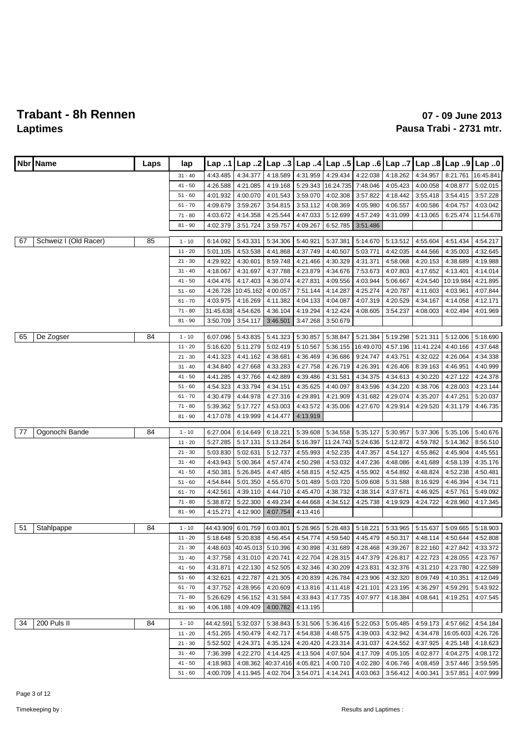# Trabant - 8h Rennen

## Laptimes

**07 - 09 June 2013**

**Pausa Trabi - 2731 mtr.**

| Nbr | Name | Laps | lap | Lap ..1 | Lap ..2 | Lap ..3 | Lap ..4 | Lap ..5 | Lap ..6 | Lap ..7 | Lap ..8 | Lap ..9 | Lap ..0 |
|---|---|---|---|---|---|---|---|---|---|---|---|---|---|
| | | | 31 - 40 | 4:43.485 | 4:34.377 | 4:18.589 | 4:31.959 | 4:29.434 | 4:22.038 | 4:18.262 | 4:34.957 | 8:21.761 | 16:45.841 |
| | | | 41 - 50 | 4:26.588 | 4:21.085 | 4:19.168 | 5:29.343 | 16:24.735 | 7:48.046 | 4:05.423 | 4:00.058 | 4:08.877 | 5:02.015 |
| | | | 51 - 60 | 4:01.932 | 4:00.070 | 4:01.543 | 3:59.070 | 4:02.308 | 3:57.822 | 4:18.442 | 3:55.418 | 3:54.415 | 3:57.228 |
| | | | 61 - 70 | 4:09.679 | 3:59.267 | 3:54.815 | 3:53.112 | 4:08.369 | 4:05.980 | 4:06.557 | 4:00.586 | 4:04.757 | 4:03.042 |
| | | | 71 - 80 | 4:03.672 | 4:14.358 | 4:25.544 | 4:47.033 | 5:12.699 | 4:57.249 | 4:31.099 | 4:13.065 | 6:25.474 | 11:54.678 |
| | | | 81 - 90 | 4:02.379 | 3:51.724 | 3:59.757 | 4:09.267 | 6:52.785 | 3:51.486 | | | | |
| 67 | Schweiz I (Old Racer) | 85 | 1 - 10 | 6:14.092 | 5:43.331 | 5:34.306 | 5:40.921 | 5:37.381 | 5:14.670 | 5:13.512 | 4:55.604 | 4:51.434 | 4:54.217 |
| | | | 11 - 20 | 5:01.105 | 4:53.538 | 4:41.868 | 4:37.749 | 4:40.507 | 5:03.771 | 4:42.035 | 4:44.566 | 4:35.003 | 4:32.645 |
| | | | 21 - 30 | 4:29.922 | 4:30.601 | 8:59.748 | 4:21.466 | 4:30.329 | 4:31.371 | 4:58.068 | 4:20.153 | 4:38.689 | 4:19.988 |
| | | | 31 - 40 | 4:18.067 | 4:31.697 | 4:37.788 | 4:23.879 | 4:34.676 | 7:53.673 | 4:07.803 | 4:17.652 | 4:13.401 | 4:14.014 |
| | | | 41 - 50 | 4:04.476 | 4:17.403 | 4:36.074 | 4:27.831 | 4:09.556 | 4:03.944 | 5:06.667 | 4:24.540 | 10:19.984 | 4:21.895 |
| | | | 51 - 60 | 4:26.728 | 10:45.162 | 4:00.057 | 7:51.144 | 4:14.287 | 4:25.274 | 4:20.787 | 4:11.603 | 4:03.961 | 4:07.844 |
| | | | 61 - 70 | 4:03.975 | 4:16.269 | 4:11.382 | 4:04.133 | 4:04.087 | 4:07.319 | 4:20.529 | 4:34.167 | 4:14.058 | 4:12.171 |
| | | | 71 - 80 | 31:45.638 | 4:54.626 | 4:36.104 | 4:19.294 | 4:12.424 | 4:08.605 | 3:54.237 | 4:08.003 | 4:02.494 | 4:01.969 |
| | | | 81 - 90 | 3:50.709 | 3:54.117 | 3:46.501 | 3:47.268 | 3:50.679 | | | | | |
| 65 | De Zogser | 84 | 1 - 10 | 6:07.096 | 5:43.835 | 5:41.323 | 5:30.857 | 5:38.847 | 5:21.384 | 5:19.298 | 5:21.311 | 5:12.006 | 5:18.690 |
| | | | 11 - 20 | 5:16.620 | 5:11.279 | 5:02.419 | 5:10.567 | 5:36.155 | 16:49.070 | 4:57.196 | 11:41.224 | 4:40.166 | 4:37.648 |
| | | | 21 - 30 | 4:41.323 | 4:41.162 | 4:38.681 | 4:36.469 | 4:36.686 | 9:24.747 | 4:43.751 | 4:32.022 | 4:26.064 | 4:34.338 |
| | | | 31 - 40 | 4:34.840 | 4:27.668 | 4:33.283 | 4:27.758 | 4:26.719 | 4:26.391 | 4:26.406 | 8:39.163 | 4:46.951 | 4:40.999 |
| | | | 41 - 50 | 4:41.285 | 4:37.766 | 4:42.889 | 4:39.486 | 4:31.581 | 4:34.375 | 4:34.613 | 4:30.220 | 4:27.122 | 4:24.378 |
| | | | 51 - 60 | 4:54.323 | 4:33.794 | 4:34.151 | 4:35.625 | 4:40.097 | 8:43.596 | 4:34.220 | 4:38.706 | 4:28.003 | 4:23.144 |
| | | | 61 - 70 | 4:30.479 | 4:44.978 | 4:27.316 | 4:29.891 | 4:21.909 | 4:31.682 | 4:29.074 | 4:35.207 | 4:47.251 | 5:20.037 |
| | | | 71 - 80 | 5:39.362 | 5:17.727 | 4:53.003 | 4:43.572 | 4:35.006 | 4:27.670 | 4:29.914 | 4:29.520 | 4:31.179 | 4:46.735 |
| | | | 81 - 90 | 4:17.078 | 4:19.999 | 4:14.477 | 4:13.919 | | | | | | |
| 77 | Ogonochi Bande | 84 | 1 - 10 | 6:27.004 | 6:14.649 | 6:18.221 | 5:39.608 | 5:34.558 | 5:35.127 | 5:30.957 | 5:37.306 | 5:35.106 | 5:40.676 |
| | | | 11 - 20 | 5:27.285 | 5:17.131 | 5:13.264 | 5:16.397 | 11:24.743 | 5:24.636 | 5:12.872 | 4:59.782 | 5:14.362 | 8:56.510 |
| | | | 21 - 30 | 5:03.830 | 5:02.631 | 5:12.737 | 4:55.993 | 4:52.235 | 4:47.357 | 4:54.127 | 4:55.862 | 4:45.904 | 4:45.551 |
| | | | 31 - 40 | 4:43.943 | 5:00.364 | 4:57.474 | 4:50.298 | 4:53.032 | 4:47.236 | 4:48.086 | 4:41.689 | 4:58.139 | 4:35.176 |
| | | | 41 - 50 | 4:50.381 | 5:26.845 | 4:47.485 | 4:58.815 | 4:52.425 | 4:55.902 | 4:54.892 | 4:48.824 | 4:52.238 | 4:50.481 |
| | | | 51 - 60 | 4:54.844 | 5:01.350 | 4:55.670 | 5:01.489 | 5:03.720 | 5:09.608 | 5:31.588 | 8:16.929 | 4:46.394 | 4:34.711 |
| | | | 61 - 70 | 4:42.561 | 4:39.110 | 4:44.710 | 4:45.470 | 4:38.732 | 4:38.314 | 4:37.671 | 4:46.925 | 4:57.761 | 5:49.092 |
| | | | 71 - 80 | 5:38.872 | 5:22.300 | 4:49.234 | 4:44.668 | 4:34.512 | 4:25.738 | 4:19.929 | 4:24.722 | 4:28.960 | 4:17.345 |
| | | | 81 - 90 | 4:15.271 | 4:12.900 | 4:07.754 | 4:13.416 | | | | | | |
| 51 | Stahlpappe | 84 | 1 - 10 | 44:43.909 | 6:01.759 | 6:03.801 | 5:28.965 | 5:28.483 | 5:18.221 | 5:33.965 | 5:15.637 | 5:09.665 | 5:18.903 |
| | | | 11 - 20 | 5:18.648 | 5:20.838 | 4:56.454 | 4:54.774 | 4:59.540 | 4:45.479 | 4:50.317 | 4:48.114 | 4:50.644 | 4:52.808 |
| | | | 21 - 30 | 4:48.603 | 40:45.013 | 5:10.396 | 4:30.898 | 4:31.689 | 4:28.468 | 4:39.267 | 8:22.160 | 4:27.842 | 4:33.372 |
| | | | 31 - 40 | 4:37.758 | 4:31.010 | 4:20.741 | 4:22.704 | 4:28.315 | 4:47.379 | 4:26.817 | 4:22.723 | 4:28.055 | 4:23.767 |
| | | | 41 - 50 | 4:31.871 | 4:22.130 | 4:52.505 | 4:32.346 | 4:30.209 | 4:23.831 | 4:32.376 | 4:31.210 | 4:23.780 | 4:22.589 |
| | | | 51 - 60 | 4:32.621 | 4:22.787 | 4:21.305 | 4:20.839 | 4:26.784 | 4:23.906 | 4:32.320 | 8:09.749 | 4:10.351 | 4:12.049 |
| | | | 61 - 70 | 4:37.752 | 4:28.956 | 4:20.609 | 4:13.816 | 4:11.418 | 4:21.101 | 4:23.195 | 4:36.297 | 4:59.291 | 5:43.922 |
| | | | 71 - 80 | 5:26.629 | 4:56.152 | 4:31.584 | 4:33.843 | 4:17.735 | 4:07.977 | 4:18.384 | 4:08.641 | 4:19.251 | 4:07.545 |
| | | | 81 - 90 | 4:06.188 | 4:09.409 | 4:00.782 | 4:13.195 | | | | | | |
| 34 | 200 Puls II | 84 | 1 - 10 | 44:42.591 | 5:32.037 | 5:38.843 | 5:31.506 | 5:36.416 | 5:22.053 | 5:05.485 | 4:59.173 | 4:57.662 | 4:54.184 |
| | | | 11 - 20 | 4:51.265 | 4:50.479 | 4:42.717 | 4:54.838 | 4:48.575 | 4:39.003 | 4:32.942 | 4:34.478 | 16:05.603 | 4:26.726 |
| | | | 21 - 30 | 5:52.502 | 4:24.371 | 4:35.124 | 4:20.420 | 4:23.314 | 4:31.037 | 4:24.552 | 4:37.925 | 4:25.148 | 4:18.623 |
| | | | 31 - 40 | 7:36.399 | 4:22.270 | 4:14.425 | 4:13.504 | 4:07.504 | 4:17.709 | 4:05.105 | 4:02.877 | 4:04.275 | 4:08.172 |
| | | | 41 - 50 | 4:18.983 | 4:08.362 | 40:37.416 | 4:05.821 | 4:00.710 | 4:02.280 | 4:06.746 | 4:08.459 | 3:57.446 | 3:59.595 |
| | | | 51 - 60 | 4:00.709 | 4:11.945 | 4:02.704 | 3:54.071 | 4:14.241 | 4:03.063 | 3:56.412 | 4:00.341 | 3:57.851 | 4:07.999 |

Timekeeping by : Results and Laptimes :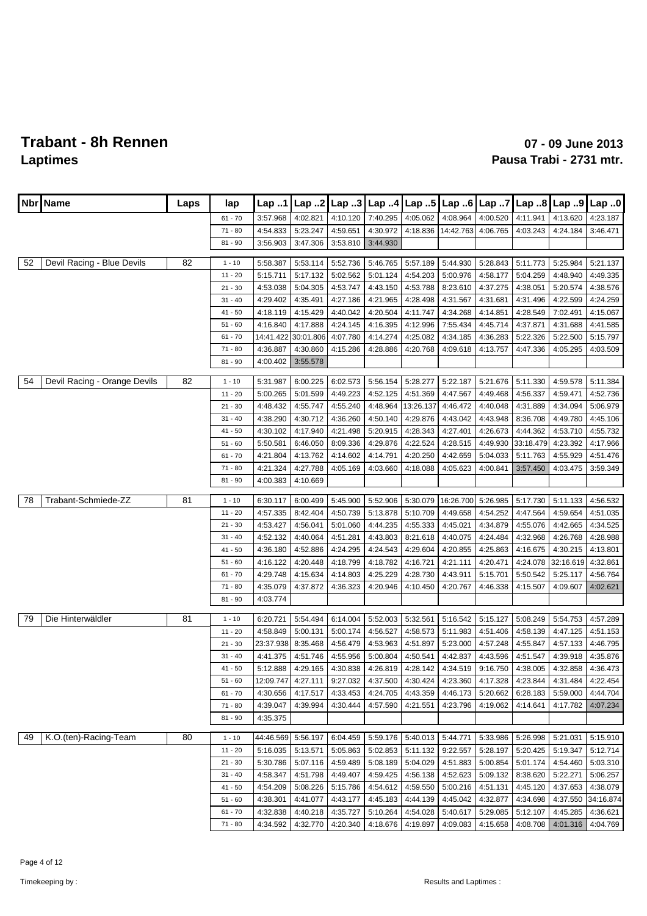# Trabant - 8h Rennen

## Laptimes

**07 - 09 June 2013**

**Pausa Trabi - 2731 mtr.**

| Nbr | Name | Laps | lap | Lap ..1 | Lap ..2 | Lap ..3 | Lap ..4 | Lap ..5 | Lap ..6 | Lap ..7 | Lap ..8 | Lap ..9 | Lap ..0 |
|---|---|---|---|---|---|---|---|---|---|---|---|---|---|
| | | | 61 - 70 | 3:57.968 | 4:02.821 | 4:10.120 | 7:40.295 | 4:05.062 | 4:08.964 | 4:00.520 | 4:11.941 | 4:13.620 | 4:23.187 |
| | | | 71 - 80 | 4:54.833 | 5:23.247 | 4:59.651 | 4:30.972 | 4:18.836 | 14:42.763 | 4:06.765 | 4:03.243 | 4:24.184 | 3:46.471 |
| | | | 81 - 90 | 3:56.903 | 3:47.306 | 3:53.810 | 3:44.930 | | | | | | |
| 52 | Devil Racing - Blue Devils | 82 | 1 - 10 | 5:58.387 | 5:53.114 | 5:52.736 | 5:46.765 | 5:57.189 | 5:44.930 | 5:28.843 | 5:11.773 | 5:25.984 | 5:21.137 |
| | | | 11 - 20 | 5:15.711 | 5:17.132 | 5:02.562 | 5:01.124 | 4:54.203 | 5:00.976 | 4:58.177 | 5:04.259 | 4:48.940 | 4:49.335 |
| | | | 21 - 30 | 4:53.038 | 5:04.305 | 4:53.747 | 4:43.150 | 4:53.788 | 8:23.610 | 4:37.275 | 4:38.051 | 5:20.574 | 4:38.576 |
| | | | 31 - 40 | 4:29.402 | 4:35.491 | 4:27.186 | 4:21.965 | 4:28.498 | 4:31.567 | 4:31.681 | 4:31.496 | 4:22.599 | 4:24.259 |
| | | | 41 - 50 | 4:18.119 | 4:15.429 | 4:40.042 | 4:20.504 | 4:11.747 | 4:34.268 | 4:14.851 | 4:28.549 | 7:02.491 | 4:15.067 |
| | | | 51 - 60 | 4:16.840 | 4:17.888 | 4:24.145 | 4:16.395 | 4:12.996 | 7:55.434 | 4:45.714 | 4:37.871 | 4:31.688 | 4:41.585 |
| | | | 61 - 70 | 14:41.422 | 30:01.806 | 4:07.780 | 4:14.274 | 4:25.082 | 4:34.185 | 4:36.283 | 5:22.326 | 5:22.500 | 5:15.797 |
| | | | 71 - 80 | 4:36.887 | 4:30.860 | 4:15.286 | 4:28.886 | 4:20.768 | 4:09.618 | 4:13.757 | 4:47.336 | 4:05.295 | 4:03.509 |
| | | | 81 - 90 | 4:00.402 | 3:55.578 | | | | | | | | |
| 54 | Devil Racing - Orange Devils | 82 | 1 - 10 | 5:31.987 | 6:00.225 | 6:02.573 | 5:56.154 | 5:28.277 | 5:22.187 | 5:21.676 | 5:11.330 | 4:59.578 | 5:11.384 |
| | | | 11 - 20 | 5:00.265 | 5:01.599 | 4:49.223 | 4:52.125 | 4:51.369 | 4:47.567 | 4:49.468 | 4:56.337 | 4:59.471 | 4:52.736 |
| | | | 21 - 30 | 4:48.432 | 4:55.747 | 4:55.240 | 4:48.964 | 13:26.137 | 4:46.472 | 4:40.048 | 4:31.889 | 4:34.094 | 5:06.979 |
| | | | 31 - 40 | 4:38.290 | 4:30.712 | 4:36.260 | 4:50.140 | 4:29.876 | 4:43.042 | 4:43.948 | 8:36.708 | 4:49.780 | 4:45.106 |
| | | | 41 - 50 | 4:30.102 | 4:17.940 | 4:21.498 | 5:20.915 | 4:28.343 | 4:27.401 | 4:26.673 | 4:44.362 | 4:53.710 | 4:55.732 |
| | | | 51 - 60 | 5:50.581 | 6:46.050 | 8:09.336 | 4:29.876 | 4:22.524 | 4:28.515 | 4:49.930 | 33:18.479 | 4:23.392 | 4:17.966 |
| | | | 61 - 70 | 4:21.804 | 4:13.762 | 4:14.602 | 4:14.791 | 4:20.250 | 4:42.659 | 5:04.033 | 5:11.763 | 4:55.929 | 4:51.476 |
| | | | 71 - 80 | 4:21.324 | 4:27.788 | 4:05.169 | 4:03.660 | 4:18.088 | 4:05.623 | 4:00.841 | 3:57.450 | 4:03.475 | 3:59.349 |
| | | | 81 - 90 | 4:00.383 | 4:10.669 | | | | | | | | |
| 78 | Trabant-Schmiede-ZZ | 81 | 1 - 10 | 6:30.117 | 6:00.499 | 5:45.900 | 5:52.906 | 5:30.079 | 16:26.700 | 5:26.985 | 5:17.730 | 5:11.133 | 4:56.532 |
| | | | 11 - 20 | 4:57.335 | 8:42.404 | 4:50.739 | 5:13.878 | 5:10.709 | 4:49.658 | 4:54.252 | 4:47.564 | 4:59.654 | 4:51.035 |
| | | | 21 - 30 | 4:53.427 | 4:56.041 | 5:01.060 | 4:44.235 | 4:55.333 | 4:45.021 | 4:34.879 | 4:55.076 | 4:42.665 | 4:34.525 |
| | | | 31 - 40 | 4:52.132 | 4:40.064 | 4:51.281 | 4:43.803 | 8:21.618 | 4:40.075 | 4:24.484 | 4:32.968 | 4:26.768 | 4:28.988 |
| | | | 41 - 50 | 4:36.180 | 4:52.886 | 4:24.295 | 4:24.543 | 4:29.604 | 4:20.855 | 4:25.863 | 4:16.675 | 4:30.215 | 4:13.801 |
| | | | 51 - 60 | 4:16.122 | 4:20.448 | 4:18.799 | 4:18.782 | 4:16.721 | 4:21.111 | 4:20.471 | 4:24.078 | 32:16.619 | 4:32.861 |
| | | | 61 - 70 | 4:29.748 | 4:15.634 | 4:14.803 | 4:25.229 | 4:28.730 | 4:43.911 | 5:15.701 | 5:50.542 | 5:25.117 | 4:56.764 |
| | | | 71 - 80 | 4:35.079 | 4:37.872 | 4:36.323 | 4:20.946 | 4:10.450 | 4:20.767 | 4:46.338 | 4:15.507 | 4:09.607 | 4:02.621 |
| | | | 81 - 90 | 4:03.774 | | | | | | | | | |
| 79 | Die Hinterwäldler | 81 | 1 - 10 | 6:20.721 | 5:54.494 | 6:14.004 | 5:52.003 | 5:32.561 | 5:16.542 | 5:15.127 | 5:08.249 | 5:54.753 | 4:57.289 |
| | | | 11 - 20 | 4:58.849 | 5:00.131 | 5:00.174 | 4:56.527 | 4:58.573 | 5:11.983 | 4:51.406 | 4:58.139 | 4:47.125 | 4:51.153 |
| | | | 21 - 30 | 23:37.938 | 8:35.468 | 4:56.479 | 4:53.963 | 4:51.897 | 5:23.000 | 4:57.248 | 4:55.847 | 4:57.133 | 4:46.795 |
| | | | 31 - 40 | 4:41.375 | 4:51.746 | 4:55.956 | 5:00.804 | 4:50.541 | 4:42.837 | 4:43.596 | 4:51.547 | 4:39.918 | 4:35.876 |
| | | | 41 - 50 | 5:12.888 | 4:29.165 | 4:30.838 | 4:26.819 | 4:28.142 | 4:34.519 | 9:16.750 | 4:38.005 | 4:32.858 | 4:36.473 |
| | | | 51 - 60 | 12:09.747 | 4:27.111 | 9:27.032 | 4:37.500 | 4:30.424 | 4:23.360 | 4:17.328 | 4:23.844 | 4:31.484 | 4:22.454 |
| | | | 61 - 70 | 4:30.656 | 4:17.517 | 4:33.453 | 4:24.705 | 4:43.359 | 4:46.173 | 5:20.662 | 6:28.183 | 5:59.000 | 4:44.704 |
| | | | 71 - 80 | 4:39.047 | 4:39.994 | 4:30.444 | 4:57.590 | 4:21.551 | 4:23.796 | 4:19.062 | 4:14.641 | 4:17.782 | 4:07.234 |
| | | | 81 - 90 | 4:35.375 | | | | | | | | | |
| 49 | K.O.(ten)-Racing-Team | 80 | 1 - 10 | 44:46.569 | 5:56.197 | 6:04.459 | 5:59.176 | 5:40.013 | 5:44.771 | 5:33.986 | 5:26.998 | 5:21.031 | 5:15.910 |
| | | | 11 - 20 | 5:16.035 | 5:13.571 | 5:05.863 | 5:02.853 | 5:11.132 | 9:22.557 | 5:28.197 | 5:20.425 | 5:19.347 | 5:12.714 |
| | | | 21 - 30 | 5:30.786 | 5:07.116 | 4:59.489 | 5:08.189 | 5:04.029 | 4:51.883 | 5:00.854 | 5:01.174 | 4:54.460 | 5:03.310 |
| | | | 31 - 40 | 4:58.347 | 4:51.798 | 4:49.407 | 4:59.425 | 4:56.138 | 4:52.623 | 5:09.132 | 8:38.620 | 5:22.271 | 5:06.257 |
| | | | 41 - 50 | 4:54.209 | 5:08.226 | 5:15.786 | 4:54.612 | 4:59.550 | 5:00.216 | 4:51.131 | 4:45.120 | 4:37.653 | 4:38.079 |
| | | | 51 - 60 | 4:38.301 | 4:41.077 | 4:43.177 | 4:45.183 | 4:44.139 | 4:45.042 | 4:32.877 | 4:34.698 | 4:37.550 | 34:16.874 |
| | | | 61 - 70 | 4:32.838 | 4:40.218 | 4:35.727 | 5:10.264 | 4:54.028 | 5:40.617 | 5:29.085 | 5:12.107 | 4:45.285 | 4:36.621 |
| | | | 71 - 80 | 4:34.592 | 4:32.770 | 4:20.340 | 4:18.676 | 4:19.897 | 4:09.083 | 4:15.658 | 4:08.708 | 4:01.316 | 4:04.769 |

Timekeeping by :

Results and Laptimes :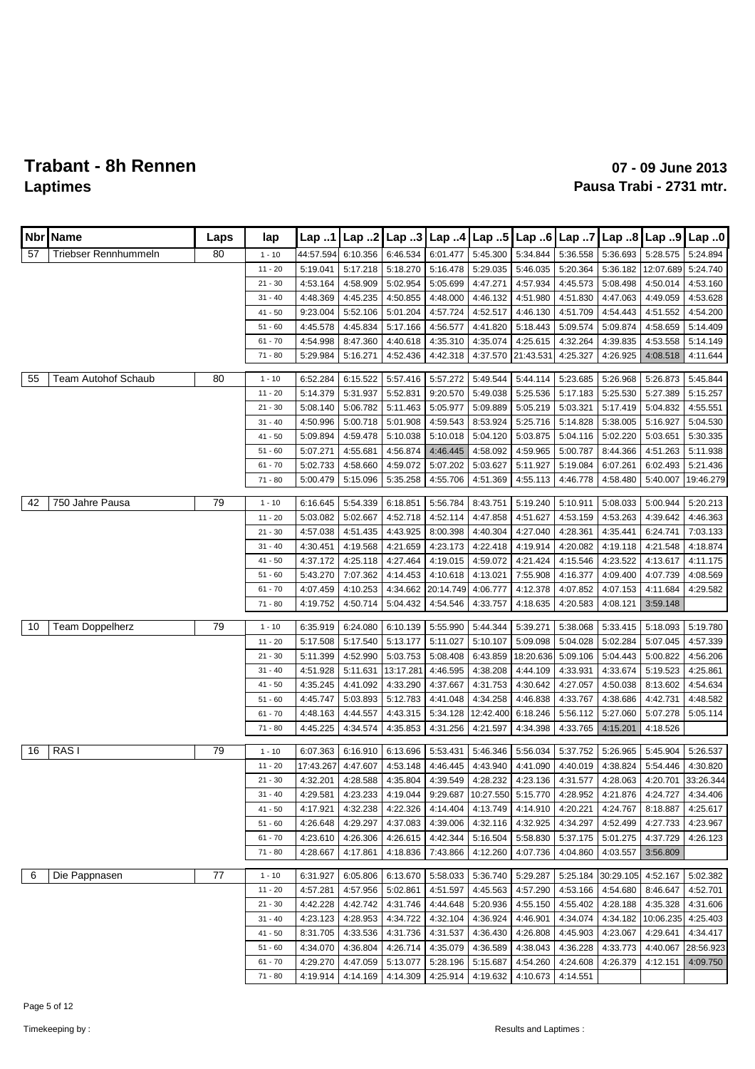# Trabant - 8h Rennen

## Laptimes

**07 - 09 June 2013**

**Pausa Trabi - 2731 mtr.**

| Nbr | Name | Laps | lap | Lap ..1 | Lap ..2 | Lap ..3 | Lap ..4 | Lap ..5 | Lap ..6 | Lap ..7 | Lap ..8 | Lap ..9 | Lap ..0 |
|---|---|---|---|---|---|---|---|---|---|---|---|---|---|
| 57 | Triebser Rennhummeln | 80 | 1 - 10 | 44:57.594 | 6:10.356 | 6:46.534 | 6:01.477 | 5:45.300 | 5:34.844 | 5:36.558 | 5:36.693 | 5:28.575 | 5:24.894 |
| | | | 11 - 20 | 5:19.041 | 5:17.218 | 5:18.270 | 5:16.478 | 5:29.035 | 5:46.035 | 5:20.364 | 5:36.182 | 12:07.689 | 5:24.740 |
| | | | 21 - 30 | 4:53.164 | 4:58.909 | 5:02.954 | 5:05.699 | 4:47.271 | 4:57.934 | 4:45.573 | 5:08.498 | 4:50.014 | 4:53.160 |
| | | | 31 - 40 | 4:48.369 | 4:45.235 | 4:50.855 | 4:48.000 | 4:46.132 | 4:51.980 | 4:51.830 | 4:47.063 | 4:49.059 | 4:53.628 |
| | | | 41 - 50 | 9:23.004 | 5:52.106 | 5:01.204 | 4:57.724 | 4:52.517 | 4:46.130 | 4:51.709 | 4:54.443 | 4:51.552 | 4:54.200 |
| | | | 51 - 60 | 4:45.578 | 4:45.834 | 5:17.166 | 4:56.577 | 4:41.820 | 5:18.443 | 5:09.574 | 5:09.874 | 4:58.659 | 5:14.409 |
| | | | 61 - 70 | 4:54.998 | 8:47.360 | 4:40.618 | 4:35.310 | 4:35.074 | 4:25.615 | 4:32.264 | 4:39.835 | 4:53.558 | 5:14.149 |
| | | | 71 - 80 | 5:29.984 | 5:16.271 | 4:52.436 | 4:42.318 | 4:37.570 | 21:43.531 | 4:25.327 | 4:26.925 | 4:08.518 | 4:11.644 |
| 55 | Team Autohof Schaub | 80 | 1 - 10 | 6:52.284 | 6:15.522 | 5:57.416 | 5:57.272 | 5:49.544 | 5:44.114 | 5:23.685 | 5:26.968 | 5:26.873 | 5:45.844 |
| | | | 11 - 20 | 5:14.379 | 5:31.937 | 5:52.831 | 9:20.570 | 5:49.038 | 5:25.536 | 5:17.183 | 5:25.530 | 5:27.389 | 5:15.257 |
| | | | 21 - 30 | 5:08.140 | 5:06.782 | 5:11.463 | 5:05.977 | 5:09.889 | 5:05.219 | 5:03.321 | 5:17.419 | 5:04.832 | 4:55.551 |
| | | | 31 - 40 | 4:50.996 | 5:00.718 | 5:01.908 | 4:59.543 | 8:53.924 | 5:25.716 | 5:14.828 | 5:38.005 | 5:16.927 | 5:04.530 |
| | | | 41 - 50 | 5:09.894 | 4:59.478 | 5:10.038 | 5:10.018 | 5:04.120 | 5:03.875 | 5:04.116 | 5:02.220 | 5:03.651 | 5:30.335 |
| | | | 51 - 60 | 5:07.271 | 4:55.681 | 4:56.874 | 4:46.445 | 4:58.092 | 4:59.965 | 5:00.787 | 8:44.366 | 4:51.263 | 5:11.938 |
| | | | 61 - 70 | 5:02.733 | 4:58.660 | 4:59.072 | 5:07.202 | 5:03.627 | 5:11.927 | 5:19.084 | 6:07.261 | 6:02.493 | 5:21.436 |
| | | | 71 - 80 | 5:00.479 | 5:15.096 | 5:35.258 | 4:55.706 | 4:51.369 | 4:55.113 | 4:46.778 | 4:58.480 | 5:40.007 | 19:46.279 |
| 42 | 750 Jahre Pausa | 79 | 1 - 10 | 6:16.645 | 5:54.339 | 6:18.851 | 5:56.784 | 8:43.751 | 5:19.240 | 5:10.911 | 5:08.033 | 5:00.944 | 5:20.213 |
| | | | 11 - 20 | 5:03.082 | 5:02.667 | 4:52.718 | 4:52.114 | 4:47.858 | 4:51.627 | 4:53.159 | 4:53.263 | 4:39.642 | 4:46.363 |
| | | | 21 - 30 | 4:57.038 | 4:51.435 | 4:43.925 | 8:00.398 | 4:40.304 | 4:27.040 | 4:28.361 | 4:35.441 | 6:24.741 | 7:03.133 |
| | | | 31 - 40 | 4:30.451 | 4:19.568 | 4:21.659 | 4:23.173 | 4:22.418 | 4:19.914 | 4:20.082 | 4:19.118 | 4:21.548 | 4:18.874 |
| | | | 41 - 50 | 4:37.172 | 4:25.118 | 4:27.464 | 4:19.015 | 4:59.072 | 4:21.424 | 4:15.546 | 4:23.522 | 4:13.617 | 4:11.175 |
| | | | 51 - 60 | 5:43.270 | 7:07.362 | 4:14.453 | 4:10.618 | 4:13.021 | 7:55.908 | 4:16.377 | 4:09.400 | 4:07.739 | 4:08.569 |
| | | | 61 - 70 | 4:07.459 | 4:10.253 | 4:34.662 | 20:14.749 | 4:06.777 | 4:12.378 | 4:07.852 | 4:07.153 | 4:11.684 | 4:29.582 |
| | | | 71 - 80 | 4:19.752 | 4:50.714 | 5:04.432 | 4:54.546 | 4:33.757 | 4:18.635 | 4:20.583 | 4:08.121 | 3:59.148 | |
| 10 | Team Doppelherz | 79 | 1 - 10 | 6:35.919 | 6:24.080 | 6:10.139 | 5:55.990 | 5:44.344 | 5:39.271 | 5:38.068 | 5:33.415 | 5:18.093 | 5:19.780 |
| | | | 11 - 20 | 5:17.508 | 5:17.540 | 5:13.177 | 5:11.027 | 5:10.107 | 5:09.098 | 5:04.028 | 5:02.284 | 5:07.045 | 4:57.339 |
| | | | 21 - 30 | 5:11.399 | 4:52.990 | 5:03.753 | 5:08.408 | 6:43.859 | 18:20.636 | 5:09.106 | 5:04.443 | 5:00.822 | 4:56.206 |
| | | | 31 - 40 | 4:51.928 | 5:11.631 | 13:17.281 | 4:46.595 | 4:38.208 | 4:44.109 | 4:33.931 | 4:33.674 | 5:19.523 | 4:25.861 |
| | | | 41 - 50 | 4:35.245 | 4:41.092 | 4:33.290 | 4:37.667 | 4:31.753 | 4:30.642 | 4:27.057 | 4:50.038 | 8:13.602 | 4:54.634 |
| | | | 51 - 60 | 4:45.747 | 5:03.893 | 5:12.783 | 4:41.048 | 4:34.258 | 4:46.838 | 4:33.767 | 4:38.686 | 4:42.731 | 4:48.582 |
| | | | 61 - 70 | 4:48.163 | 4:44.557 | 4:43.315 | 5:34.128 | 12:42.400 | 6:18.246 | 5:56.112 | 5:27.060 | 5:07.278 | 5:05.114 |
| | | | 71 - 80 | 4:45.225 | 4:34.574 | 4:35.853 | 4:31.256 | 4:21.597 | 4:34.398 | 4:33.765 | 4:15.201 | 4:18.526 | |
| 16 | RAS I | 79 | 1 - 10 | 6:07.363 | 6:16.910 | 6:13.696 | 5:53.431 | 5:46.346 | 5:56.034 | 5:37.752 | 5:26.965 | 5:45.904 | 5:26.537 |
| | | | 11 - 20 | 17:43.267 | 4:47.607 | 4:53.148 | 4:46.445 | 4:43.940 | 4:41.090 | 4:40.019 | 4:38.824 | 5:54.446 | 4:30.820 |
| | | | 21 - 30 | 4:32.201 | 4:28.588 | 4:35.804 | 4:39.549 | 4:28.232 | 4:23.136 | 4:31.577 | 4:28.063 | 4:20.701 | 33:26.344 |
| | | | 31 - 40 | 4:29.581 | 4:23.233 | 4:19.044 | 9:29.687 | 10:27.550 | 5:15.770 | 4:28.952 | 4:21.876 | 4:24.727 | 4:34.406 |
| | | | 41 - 50 | 4:17.921 | 4:32.238 | 4:22.326 | 4:14.404 | 4:13.749 | 4:14.910 | 4:20.221 | 4:24.767 | 8:18.887 | 4:25.617 |
| | | | 51 - 60 | 4:26.648 | 4:29.297 | 4:37.083 | 4:39.006 | 4:32.116 | 4:32.925 | 4:34.297 | 4:52.499 | 4:27.733 | 4:23.967 |
| | | | 61 - 70 | 4:23.610 | 4:26.306 | 4:26.615 | 4:42.344 | 5:16.504 | 5:58.830 | 5:37.175 | 5:01.275 | 4:37.729 | 4:26.123 |
| | | | 71 - 80 | 4:28.667 | 4:17.861 | 4:18.836 | 7:43.866 | 4:12.260 | 4:07.736 | 4:04.860 | 4:03.557 | 3:56.809 | |
| 6 | Die Pappnasen | 77 | 1 - 10 | 6:31.927 | 6:05.806 | 6:13.670 | 5:58.033 | 5:36.740 | 5:29.287 | 5:25.184 | 30:29.105 | 4:52.167 | 5:02.382 |
| | | | 11 - 20 | 4:57.281 | 4:57.956 | 5:02.861 | 4:51.597 | 4:45.563 | 4:57.290 | 4:53.166 | 4:54.680 | 8:46.647 | 4:52.701 |
| | | | 21 - 30 | 4:42.228 | 4:42.742 | 4:31.746 | 4:44.648 | 5:20.936 | 4:55.150 | 4:55.402 | 4:28.188 | 4:35.328 | 4:31.606 |
| | | | 31 - 40 | 4:23.123 | 4:28.953 | 4:34.722 | 4:32.104 | 4:36.924 | 4:46.901 | 4:34.074 | 4:34.182 | 10:06.235 | 4:25.403 |
| | | | 41 - 50 | 8:31.705 | 4:33.536 | 4:31.736 | 4:31.537 | 4:36.430 | 4:26.808 | 4:45.903 | 4:23.067 | 4:29.641 | 4:34.417 |
| | | | 51 - 60 | 4:34.070 | 4:36.804 | 4:26.714 | 4:35.079 | 4:36.589 | 4:38.043 | 4:36.228 | 4:33.773 | 4:40.067 | 28:56.923 |
| | | | 61 - 70 | 4:29.270 | 4:47.059 | 5:13.077 | 5:28.196 | 5:15.687 | 4:54.260 | 4:24.608 | 4:26.379 | 4:12.151 | 4:09.750 |
| | | | 71 - 80 | 4:19.914 | 4:14.169 | 4:14.309 | 4:25.914 | 4:19.632 | 4:10.673 | 4:14.551 | | | |

Timekeeping by :

Results and Laptimes :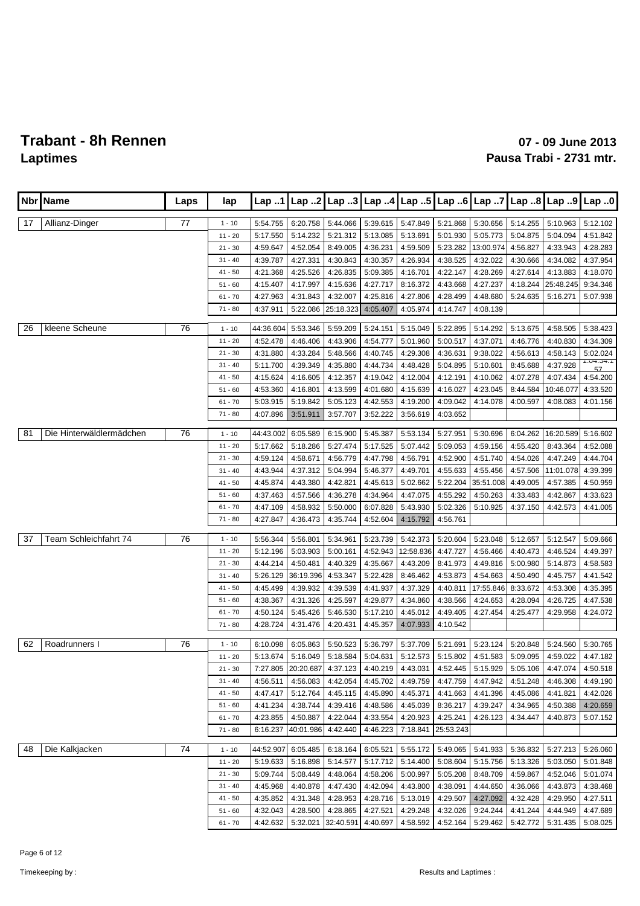# Trabant - 8h Rennen

## Laptimes

**07 - 09 June 2013**

**Pausa Trabi - 2731 mtr.**

| Nbr | Name | Laps | lap | Lap ..1 | Lap ..2 | Lap ..3 | Lap ..4 | Lap ..5 | Lap ..6 | Lap ..7 | Lap ..8 | Lap ..9 | Lap ..0 |
|---|---|---|---|---|---|---|---|---|---|---|---|---|---|
| 17 | Allianz-Dinger | 77 | 1 - 10 | 5:54.755 | 6:20.758 | 5:44.066 | 5:39.615 | 5:47.849 | 5:21.868 | 5:30.656 | 5:14.255 | 5:10.963 | 5:12.102 |
| | | | 11 - 20 | 5:17.550 | 5:14.232 | 5:21.312 | 5:13.085 | 5:13.691 | 5:01.930 | 5:05.773 | 5:04.875 | 5:04.094 | 4:51.842 |
| | | | 21 - 30 | 4:59.647 | 4:52.054 | 8:49.005 | 4:36.231 | 4:59.509 | 5:23.282 | 13:00.974 | 4:56.827 | 4:33.943 | 4:28.283 |
| | | | 31 - 40 | 4:39.787 | 4:27.331 | 4:30.843 | 4:30.357 | 4:26.934 | 4:38.525 | 4:32.022 | 4:30.666 | 4:34.082 | 4:37.954 |
| | | | 41 - 50 | 4:21.368 | 4:25.526 | 4:26.835 | 5:09.385 | 4:16.701 | 4:22.147 | 4:28.269 | 4:27.614 | 4:13.883 | 4:18.070 |
| | | | 51 - 60 | 4:15.407 | 4:17.997 | 4:15.636 | 4:27.717 | 8:16.372 | 4:43.668 | 4:27.237 | 4:18.244 | 25:48.245 | 9:34.346 |
| | | | 61 - 70 | 4:27.963 | 4:31.843 | 4:32.007 | 4:25.816 | 4:27.806 | 4:28.499 | 4:48.680 | 5:24.635 | 5:16.271 | 5:07.938 |
| | | | 71 - 80 | 4:37.911 | 5:22.086 | 25:18.323 | 4:05.407 | 4:05.974 | 4:14.747 | 4:08.139 | | | |
| 26 | kleene Scheune | 76 | 1 - 10 | 44:36.604 | 5:53.346 | 5:59.209 | 5:24.151 | 5:15.049 | 5:22.895 | 5:14.292 | 5:13.675 | 4:58.505 | 5:38.423 |
| | | | 11 - 20 | 4:52.478 | 4:46.406 | 4:43.906 | 4:54.777 | 5:01.960 | 5:00.517 | 4:37.071 | 4:46.776 | 4:40.830 | 4:34.309 |
| | | | 21 - 30 | 4:31.880 | 4:33.284 | 5:48.566 | 4:40.745 | 4:29.308 | 4:36.631 | 9:38.022 | 4:56.613 | 4:58.143 | 5:02.024 |
| | | | 31 - 40 | 5:11.700 | 4:39.349 | 4:35.880 | 4:44.734 | 4:48.428 | 5:04.895 | 5:10.601 | 8:45.688 | 4:37.928 | 1:04:34.157 |
| | | | 41 - 50 | 4:15.624 | 4:16.605 | 4:12.357 | 4:19.042 | 4:12.004 | 4:12.191 | 4:10.062 | 4:07.278 | 4:07.434 | 4:54.200 |
| | | | 51 - 60 | 4:53.360 | 4:16.801 | 4:13.599 | 4:01.680 | 4:15.639 | 4:16.027 | 4:23.045 | 8:44.584 | 10:46.077 | 4:33.520 |
| | | | 61 - 70 | 5:03.915 | 5:19.842 | 5:05.123 | 4:42.553 | 4:19.200 | 4:09.042 | 4:14.078 | 4:00.597 | 4:08.083 | 4:01.156 |
| | | | 71 - 80 | 4:07.896 | 3:51.911 | 3:57.707 | 3:52.222 | 3:56.619 | 4:03.652 | | | | |
| 81 | Die Hinterwäldlermädchen | 76 | 1 - 10 | 44:43.002 | 6:05.589 | 6:15.900 | 5:45.387 | 5:53.134 | 5:27.951 | 5:30.696 | 6:04.262 | 16:20.589 | 5:16.602 |
| | | | 11 - 20 | 5:17.662 | 5:18.286 | 5:27.474 | 5:17.525 | 5:07.442 | 5:09.053 | 4:59.156 | 4:55.420 | 8:43.364 | 4:52.088 |
| | | | 21 - 30 | 4:59.124 | 4:58.671 | 4:56.779 | 4:47.798 | 4:56.791 | 4:52.900 | 4:51.740 | 4:54.026 | 4:47.249 | 4:44.704 |
| | | | 31 - 40 | 4:43.944 | 4:37.312 | 5:04.994 | 5:46.377 | 4:49.701 | 4:55.633 | 4:55.456 | 4:57.506 | 11:01.078 | 4:39.399 |
| | | | 41 - 50 | 4:45.874 | 4:43.380 | 4:42.821 | 4:45.613 | 5:02.662 | 5:22.204 | 35:51.008 | 4:49.005 | 4:57.385 | 4:50.959 |
| | | | 51 - 60 | 4:37.463 | 4:57.566 | 4:36.278 | 4:34.964 | 4:47.075 | 4:55.292 | 4:50.263 | 4:33.483 | 4:42.867 | 4:33.623 |
| | | | 61 - 70 | 4:47.109 | 4:58.932 | 5:50.000 | 6:07.828 | 5:43.930 | 5:02.326 | 5:10.925 | 4:37.150 | 4:42.573 | 4:41.005 |
| | | | 71 - 80 | 4:27.847 | 4:36.473 | 4:35.744 | 4:52.604 | 4:15.792 | 4:56.761 | | | | |
| 37 | Team Schleichfahrt 74 | 76 | 1 - 10 | 5:56.344 | 5:56.801 | 5:34.961 | 5:23.739 | 5:42.373 | 5:20.604 | 5:23.048 | 5:12.657 | 5:12.547 | 5:09.666 |
| | | | 11 - 20 | 5:12.196 | 5:03.903 | 5:00.161 | 4:52.943 | 12:58.836 | 4:47.727 | 4:56.466 | 4:40.473 | 4:46.524 | 4:49.397 |
| | | | 21 - 30 | 4:44.214 | 4:50.481 | 4:40.329 | 4:35.667 | 4:43.209 | 8:41.973 | 4:49.816 | 5:00.980 | 5:14.873 | 4:58.583 |
| | | | 31 - 40 | 5:26.129 | 36:19.396 | 4:53.347 | 5:22.428 | 8:46.462 | 4:53.873 | 4:54.663 | 4:50.490 | 4:45.757 | 4:41.542 |
| | | | 41 - 50 | 4:45.499 | 4:39.932 | 4:39.539 | 4:41.937 | 4:37.329 | 4:40.811 | 17:55.846 | 8:33.672 | 4:53.308 | 4:35.395 |
| | | | 51 - 60 | 4:38.367 | 4:31.326 | 4:25.597 | 4:29.877 | 4:34.860 | 4:38.566 | 4:24.653 | 4:28.094 | 4:26.725 | 4:47.538 |
| | | | 61 - 70 | 4:50.124 | 5:45.426 | 5:46.530 | 5:17.210 | 4:45.012 | 4:49.405 | 4:27.454 | 4:25.477 | 4:29.958 | 4:24.072 |
| | | | 71 - 80 | 4:28.724 | 4:31.476 | 4:20.431 | 4:45.357 | 4:07.933 | 4:10.542 | | | | |
| 62 | Roadrunners I | 76 | 1 - 10 | 6:10.098 | 6:05.863 | 5:50.523 | 5:36.797 | 5:37.709 | 5:21.691 | 5:23.124 | 5:20.848 | 5:24.560 | 5:30.765 |
| | | | 11 - 20 | 5:13.674 | 5:16.049 | 5:18.584 | 5:04.631 | 5:12.573 | 5:15.802 | 4:51.583 | 5:09.095 | 4:59.022 | 4:47.182 |
| | | | 21 - 30 | 7:27.805 | 20:20.687 | 4:37.123 | 4:40.219 | 4:43.031 | 4:52.445 | 5:15.929 | 5:05.106 | 4:47.074 | 4:50.518 |
| | | | 31 - 40 | 4:56.511 | 4:56.083 | 4:42.054 | 4:45.702 | 4:49.759 | 4:47.759 | 4:47.942 | 4:51.248 | 4:46.308 | 4:49.190 |
| | | | 41 - 50 | 4:47.417 | 5:12.764 | 4:45.115 | 4:45.890 | 4:45.371 | 4:41.663 | 4:41.396 | 4:45.086 | 4:41.821 | 4:42.026 |
| | | | 51 - 60 | 4:41.234 | 4:38.744 | 4:39.416 | 4:48.586 | 4:45.039 | 8:36.217 | 4:39.247 | 4:34.965 | 4:50.388 | 4:20.659 |
| | | | 61 - 70 | 4:23.855 | 4:50.887 | 4:22.044 | 4:33.554 | 4:20.923 | 4:25.241 | 4:26.123 | 4:34.447 | 4:40.873 | 5:07.152 |
| | | | 71 - 80 | 6:16.237 | 40:01.986 | 4:42.440 | 4:46.223 | 7:18.841 | 25:53.243 | | | | |
| 48 | Die Kalkjacken | 74 | 1 - 10 | 44:52.907 | 6:05.485 | 6:18.164 | 6:05.521 | 5:55.172 | 5:49.065 | 5:41.933 | 5:36.832 | 5:27.213 | 5:26.060 |
| | | | 11 - 20 | 5:19.633 | 5:16.898 | 5:14.577 | 5:17.712 | 5:14.400 | 5:08.604 | 5:15.756 | 5:13.326 | 5:03.050 | 5:01.848 |
| | | | 21 - 30 | 5:09.744 | 5:08.449 | 4:48.064 | 4:58.206 | 5:00.997 | 5:05.208 | 8:48.709 | 4:59.867 | 4:52.046 | 5:01.074 |
| | | | 31 - 40 | 4:45.968 | 4:40.878 | 4:47.430 | 4:42.094 | 4:43.800 | 4:38.091 | 4:44.650 | 4:36.066 | 4:43.873 | 4:38.468 |
| | | | 41 - 50 | 4:35.852 | 4:31.348 | 4:28.953 | 4:28.716 | 5:13.019 | 4:29.507 | 4:27.092 | 4:32.428 | 4:29.950 | 4:27.511 |
| | | | 51 - 60 | 4:32.043 | 4:28.500 | 4:28.865 | 4:27.521 | 4:29.248 | 4:32.026 | 9:24.244 | 4:41.244 | 4:44.949 | 4:47.689 |
| | | | 61 - 70 | 4:42.632 | 5:32.021 | 32:40.591 | 4:40.697 | 4:58.592 | 4:52.164 | 5:29.462 | 5:42.772 | 5:31.435 | 5:08.025 |

Timekeeping by :

Results and Laptimes :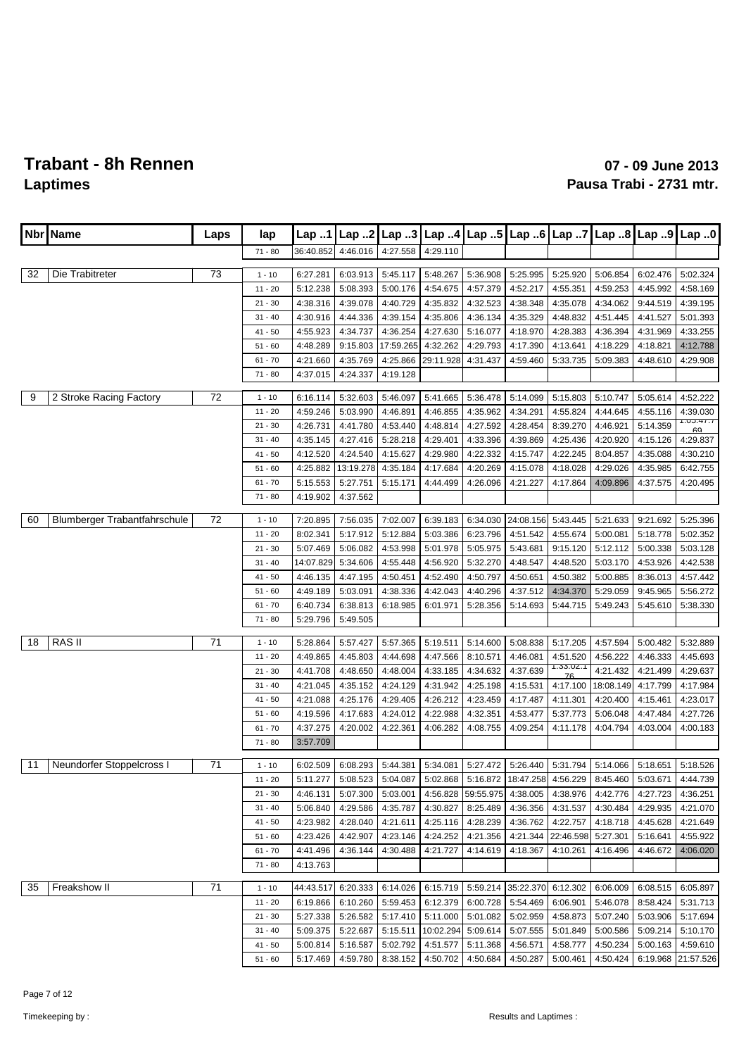# Trabant - 8h Rennen

## Laptimes

**07 - 09 June 2013**

**Pausa Trabi - 2731 mtr.**

| Nbr | Name | Laps | lap | Lap ..1 | Lap ..2 | Lap ..3 | Lap ..4 | Lap ..5 | Lap ..6 | Lap ..7 | Lap ..8 | Lap ..9 | Lap ..0 |
|---|---|---|---|---|---|---|---|---|---|---|---|---|---|
| | | | 71 - 80 | 36:40.852 | 4:46.016 | 4:27.558 | 4:29.110 | | | | | | |
| 32 | Die Trabitreter | 73 | 1 - 10 | 6:27.281 | 6:03.913 | 5:45.117 | 5:48.267 | 5:36.908 | 5:25.995 | 5:25.920 | 5:06.854 | 6:02.476 | 5:02.324 |
| | | | 11 - 20 | 5:12.238 | 5:08.393 | 5:00.176 | 4:54.675 | 4:57.379 | 4:52.217 | 4:55.351 | 4:59.253 | 4:45.992 | 4:58.169 |
| | | | 21 - 30 | 4:38.316 | 4:39.078 | 4:40.729 | 4:35.832 | 4:32.523 | 4:38.348 | 4:35.078 | 4:34.062 | 9:44.519 | 4:39.195 |
| | | | 31 - 40 | 4:30.916 | 4:44.336 | 4:39.154 | 4:35.806 | 4:36.134 | 4:35.329 | 4:48.832 | 4:51.445 | 4:41.527 | 5:01.393 |
| | | | 41 - 50 | 4:55.923 | 4:34.737 | 4:36.254 | 4:27.630 | 5:16.077 | 4:18.970 | 4:28.383 | 4:36.394 | 4:31.969 | 4:33.255 |
| | | | 51 - 60 | 4:48.289 | 9:15.803 | 17:59.265 | 4:32.262 | 4:29.793 | 4:17.390 | 4:13.641 | 4:18.229 | 4:18.821 | 4:12.788 |
| | | | 61 - 70 | 4:21.660 | 4:35.769 | 4:25.866 | 29:11.928 | 4:31.437 | 4:59.460 | 5:33.735 | 5:09.383 | 4:48.610 | 4:29.908 |
| | | | 71 - 80 | 4:37.015 | 4:24.337 | 4:19.128 | | | | | | | |
| 9 | 2 Stroke Racing Factory | 72 | 1 - 10 | 6:16.114 | 5:32.603 | 5:46.097 | 5:41.665 | 5:36.478 | 5:14.099 | 5:15.803 | 5:10.747 | 5:05.614 | 4:52.222 |
| | | | 11 - 20 | 4:59.246 | 5:03.990 | 4:46.891 | 4:46.855 | 4:35.962 | 4:34.291 | 4:55.824 | 4:44.645 | 4:55.116 | 4:39.030 |
| | | | 21 - 30 | 4:26.731 | 4:41.780 | 4:53.440 | 4:48.814 | 4:27.592 | 4:28.454 | 8:39.270 | 4:46.921 | 5:14.359 | 1:05:47.769 |
| | | | 31 - 40 | 4:35.145 | 4:27.416 | 5:28.218 | 4:29.401 | 4:33.396 | 4:39.869 | 4:25.436 | 4:20.920 | 4:15.126 | 4:29.837 |
| | | | 41 - 50 | 4:12.520 | 4:24.540 | 4:15.627 | 4:29.980 | 4:22.332 | 4:15.747 | 4:22.245 | 8:04.857 | 4:35.088 | 4:30.210 |
| | | | 51 - 60 | 4:25.882 | 13:19.278 | 4:35.184 | 4:17.684 | 4:20.269 | 4:15.078 | 4:18.028 | 4:29.026 | 4:35.985 | 6:42.755 |
| | | | 61 - 70 | 5:15.553 | 5:27.751 | 5:15.171 | 4:44.499 | 4:26.096 | 4:21.227 | 4:17.864 | 4:09.896 | 4:37.575 | 4:20.495 |
| | | | 71 - 80 | 4:19.902 | 4:37.562 | | | | | | | | |
| 60 | Blumberger Trabantfahrschule | 72 | 1 - 10 | 7:20.895 | 7:56.035 | 7:02.007 | 6:39.183 | 6:34.030 | 24:08.156 | 5:43.445 | 5:21.633 | 9:21.692 | 5:25.396 |
| | | | 11 - 20 | 8:02.341 | 5:17.912 | 5:12.884 | 5:03.386 | 6:23.796 | 4:51.542 | 4:55.674 | 5:00.081 | 5:18.778 | 5:02.352 |
| | | | 21 - 30 | 5:07.469 | 5:06.082 | 4:53.998 | 5:01.978 | 5:05.975 | 5:43.681 | 9:15.120 | 5:12.112 | 5:00.338 | 5:03.128 |
| | | | 31 - 40 | 14:07.829 | 5:34.606 | 4:55.448 | 4:56.920 | 5:32.270 | 4:48.547 | 4:48.520 | 5:03.170 | 4:53.926 | 4:42.538 |
| | | | 41 - 50 | 4:46.135 | 4:47.195 | 4:50.451 | 4:52.490 | 4:50.797 | 4:50.651 | 4:50.382 | 5:00.885 | 8:36.013 | 4:57.442 |
| | | | 51 - 60 | 4:49.189 | 5:03.091 | 4:38.336 | 4:42.043 | 4:40.296 | 4:37.512 | 4:34.370 | 5:29.059 | 9:45.965 | 5:56.272 |
| | | | 61 - 70 | 6:40.734 | 6:38.813 | 6:18.985 | 6:01.971 | 5:28.356 | 5:14.693 | 5:44.715 | 5:49.243 | 5:45.610 | 5:38.330 |
| | | | 71 - 80 | 5:29.796 | 5:49.505 | | | | | | | | |
| 18 | RAS II | 71 | 1 - 10 | 5:28.864 | 5:57.427 | 5:57.365 | 5:19.511 | 5:14.600 | 5:08.838 | 5:17.205 | 4:57.594 | 5:00.482 | 5:32.889 |
| | | | 11 - 20 | 4:49.865 | 4:45.803 | 4:44.698 | 4:47.566 | 8:10.571 | 4:46.081 | 4:51.520 | 4:56.222 | 4:46.333 | 4:45.693 |
| | | | 21 - 30 | 4:41.708 | 4:48.650 | 4:48.004 | 4:33.185 | 4:34.632 | 4:37.639 | 1:33:02.176 | 4:21.432 | 4:21.499 | 4:29.637 |
| | | | 31 - 40 | 4:21.045 | 4:35.152 | 4:24.129 | 4:31.942 | 4:25.198 | 4:15.531 | 4:17.100 | 18:08.149 | 4:17.799 | 4:17.984 |
| | | | 41 - 50 | 4:21.088 | 4:25.176 | 4:29.405 | 4:26.212 | 4:23.459 | 4:17.487 | 4:11.301 | 4:20.400 | 4:15.461 | 4:23.017 |
| | | | 51 - 60 | 4:19.596 | 4:17.683 | 4:24.012 | 4:22.988 | 4:32.351 | 4:53.477 | 5:37.773 | 5:06.048 | 4:47.484 | 4:27.726 |
| | | | 61 - 70 | 4:37.275 | 4:20.002 | 4:22.361 | 4:06.282 | 4:08.755 | 4:09.254 | 4:11.178 | 4:04.794 | 4:03.004 | 4:00.183 |
| | | | 71 - 80 | 3:57.709 | | | | | | | | | |
| 11 | Neundorfer Stoppelcross I | 71 | 1 - 10 | 6:02.509 | 6:08.293 | 5:44.381 | 5:34.081 | 5:27.472 | 5:26.440 | 5:31.794 | 5:14.066 | 5:18.651 | 5:18.526 |
| | | | 11 - 20 | 5:11.277 | 5:08.523 | 5:04.087 | 5:02.868 | 5:16.872 | 18:47.258 | 4:56.229 | 8:45.460 | 5:03.671 | 4:44.739 |
| | | | 21 - 30 | 4:46.131 | 5:07.300 | 5:03.001 | 4:56.828 | 59:55.975 | 4:38.005 | 4:38.976 | 4:42.776 | 4:27.723 | 4:36.251 |
| | | | 31 - 40 | 5:06.840 | 4:29.586 | 4:35.787 | 4:30.827 | 8:25.489 | 4:36.356 | 4:31.537 | 4:30.484 | 4:29.935 | 4:21.070 |
| | | | 41 - 50 | 4:23.982 | 4:28.040 | 4:21.611 | 4:25.116 | 4:28.239 | 4:36.762 | 4:22.757 | 4:18.718 | 4:45.628 | 4:21.649 |
| | | | 51 - 60 | 4:23.426 | 4:42.907 | 4:23.146 | 4:24.252 | 4:21.356 | 4:21.344 | 22:46.598 | 5:27.301 | 5:16.641 | 4:55.922 |
| | | | 61 - 70 | 4:41.496 | 4:36.144 | 4:30.488 | 4:21.727 | 4:14.619 | 4:18.367 | 4:10.261 | 4:16.496 | 4:46.672 | 4:06.020 |
| | | | 71 - 80 | 4:13.763 | | | | | | | | | |
| 35 | Freakshow II | 71 | 1 - 10 | 44:43.517 | 6:20.333 | 6:14.026 | 6:15.719 | 5:59.214 | 35:22.370 | 6:12.302 | 6:06.009 | 6:08.515 | 6:05.897 |
| | | | 11 - 20 | 6:19.866 | 6:10.260 | 5:59.453 | 6:12.379 | 6:00.728 | 5:54.469 | 6:06.901 | 5:46.078 | 8:58.424 | 5:31.713 |
| | | | 21 - 30 | 5:27.338 | 5:26.582 | 5:17.410 | 5:11.000 | 5:01.082 | 5:02.959 | 4:58.873 | 5:07.240 | 5:03.906 | 5:17.694 |
| | | | 31 - 40 | 5:09.375 | 5:22.687 | 5:15.511 | 10:02.294 | 5:09.614 | 5:07.555 | 5:01.849 | 5:00.586 | 5:09.214 | 5:10.170 |
| | | | 41 - 50 | 5:00.814 | 5:16.587 | 5:02.792 | 4:51.577 | 5:11.368 | 4:56.571 | 4:58.777 | 4:50.234 | 5:00.163 | 4:59.610 |
| | | | 51 - 60 | 5:17.469 | 4:59.780 | 8:38.152 | 4:50.702 | 4:50.684 | 4:50.287 | 5:00.461 | 4:50.424 | 6:19.968 | 21:57.526 |

Timekeeping by :

Results and Laptimes :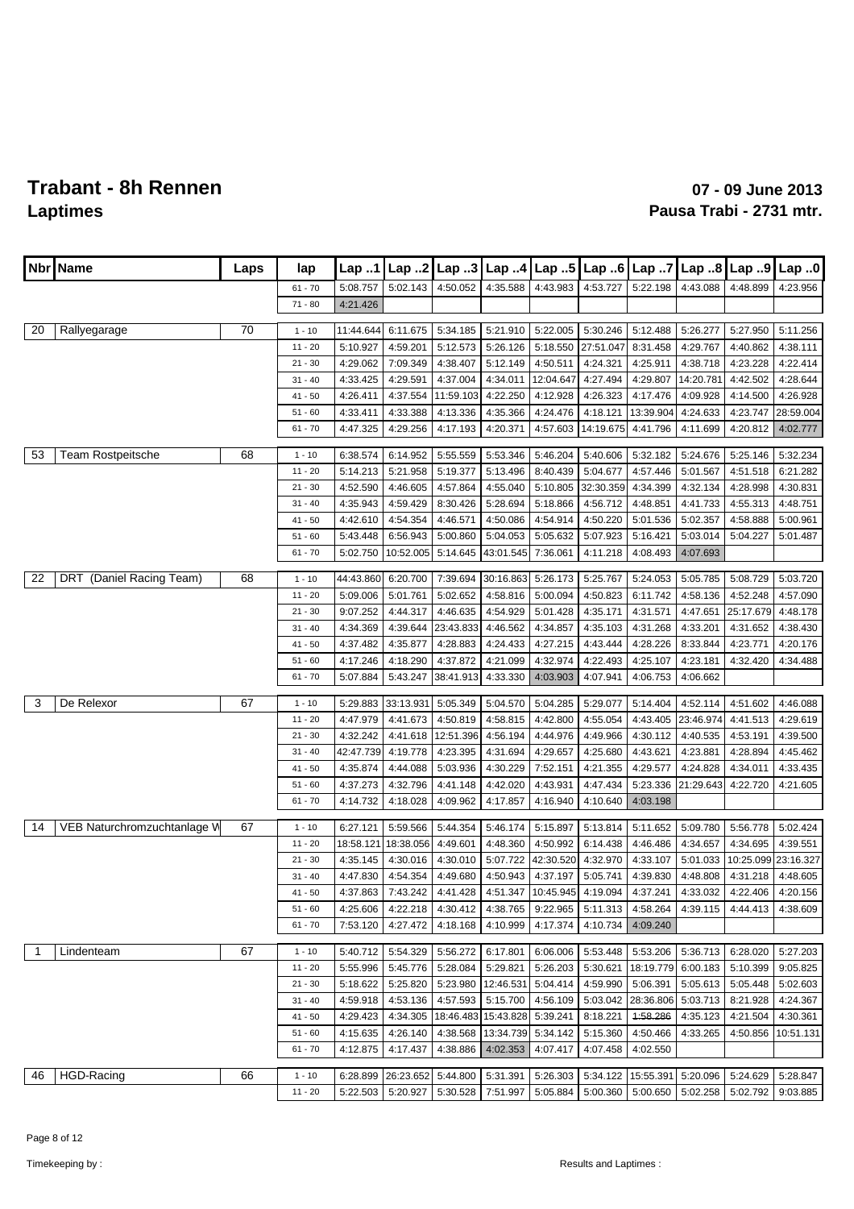# Trabant - 8h Rennen

## Laptimes

**07 - 09 June 2013**

**Pausa Trabi - 2731 mtr.**

| Nbr | Name | Laps | lap | Lap ..1 | Lap ..2 | Lap ..3 | Lap ..4 | Lap ..5 | Lap ..6 | Lap ..7 | Lap ..8 | Lap ..9 | Lap ..0 |
|---|---|---|---|---|---|---|---|---|---|---|---|---|---|
| | | | 61 - 70 | 5:08.757 | 5:02.143 | 4:50.052 | 4:35.588 | 4:43.983 | 4:53.727 | 5:22.198 | 4:43.088 | 4:48.899 | 4:23.956 |
| | | | 71 - 80 | 4:21.426 | | | | | | | | | |
| 20 | Rallyegarage | 70 | 1 - 10 | 11:44.644 | 6:11.675 | 5:34.185 | 5:21.910 | 5:22.005 | 5:30.246 | 5:12.488 | 5:26.277 | 5:27.950 | 5:11.256 |
| | | | 11 - 20 | 5:10.927 | 4:59.201 | 5:12.573 | 5:26.126 | 5:18.550 | 27:51.047 | 8:31.458 | 4:29.767 | 4:40.862 | 4:38.111 |
| | | | 21 - 30 | 4:29.062 | 7:09.349 | 4:38.407 | 5:12.149 | 4:50.511 | 4:24.321 | 4:25.911 | 4:38.718 | 4:23.228 | 4:22.414 |
| | | | 31 - 40 | 4:33.425 | 4:29.591 | 4:37.004 | 4:34.011 | 12:04.647 | 4:27.494 | 4:29.807 | 14:20.781 | 4:42.502 | 4:28.644 |
| | | | 41 - 50 | 4:26.411 | 4:37.554 | 11:59.103 | 4:22.250 | 4:12.928 | 4:26.323 | 4:17.476 | 4:09.928 | 4:14.500 | 4:26.928 |
| | | | 51 - 60 | 4:33.411 | 4:33.388 | 4:13.336 | 4:35.366 | 4:24.476 | 4:18.121 | 13:39.904 | 4:24.633 | 4:23.747 | 28:59.004 |
| | | | 61 - 70 | 4:47.325 | 4:29.256 | 4:17.193 | 4:20.371 | 4:57.603 | 14:19.675 | 4:41.796 | 4:11.699 | 4:20.812 | 4:02.777 |
| 53 | Team Rostpeitsche | 68 | 1 - 10 | 6:38.574 | 6:14.952 | 5:55.559 | 5:53.346 | 5:46.204 | 5:40.606 | 5:32.182 | 5:24.676 | 5:25.146 | 5:32.234 |
| | | | 11 - 20 | 5:14.213 | 5:21.958 | 5:19.377 | 5:13.496 | 8:40.439 | 5:04.677 | 4:57.446 | 5:01.567 | 4:51.518 | 6:21.282 |
| | | | 21 - 30 | 4:52.590 | 4:46.605 | 4:57.864 | 4:55.040 | 5:10.805 | 32:30.359 | 4:34.399 | 4:32.134 | 4:28.998 | 4:30.831 |
| | | | 31 - 40 | 4:35.943 | 4:59.429 | 8:30.426 | 5:28.694 | 5:18.866 | 4:56.712 | 4:48.851 | 4:41.733 | 4:55.313 | 4:48.751 |
| | | | 41 - 50 | 4:42.610 | 4:54.354 | 4:46.571 | 4:50.086 | 4:54.914 | 4:50.220 | 5:01.536 | 5:02.357 | 4:58.888 | 5:00.961 |
| | | | 51 - 60 | 5:43.448 | 6:56.943 | 5:00.860 | 5:04.053 | 5:05.632 | 5:07.923 | 5:16.421 | 5:03.014 | 5:04.227 | 5:01.487 |
| | | | 61 - 70 | 5:02.750 | 10:52.005 | 5:14.645 | 43:01.545 | 7:36.061 | 4:11.218 | 4:08.493 | 4:07.693 | | |
| 22 | DRT (Daniel Racing Team) | 68 | 1 - 10 | 44:43.860 | 6:20.700 | 7:39.694 | 30:16.863 | 5:26.173 | 5:25.767 | 5:24.053 | 5:05.785 | 5:08.729 | 5:03.720 |
| | | | 11 - 20 | 5:09.006 | 5:01.761 | 5:02.652 | 4:58.816 | 5:00.094 | 4:50.823 | 6:11.742 | 4:58.136 | 4:52.248 | 4:57.090 |
| | | | 21 - 30 | 9:07.252 | 4:44.317 | 4:46.635 | 4:54.929 | 5:01.428 | 4:35.171 | 4:31.571 | 4:47.651 | 25:17.679 | 4:48.178 |
| | | | 31 - 40 | 4:34.369 | 4:39.644 | 23:43.833 | 4:46.562 | 4:34.857 | 4:35.103 | 4:31.268 | 4:33.201 | 4:31.652 | 4:38.430 |
| | | | 41 - 50 | 4:37.482 | 4:35.877 | 4:28.883 | 4:24.433 | 4:27.215 | 4:43.444 | 4:28.226 | 8:33.844 | 4:23.771 | 4:20.176 |
| | | | 51 - 60 | 4:17.246 | 4:18.290 | 4:37.872 | 4:21.099 | 4:32.974 | 4:22.493 | 4:25.107 | 4:23.181 | 4:32.420 | 4:34.488 |
| | | | 61 - 70 | 5:07.884 | 5:43.247 | 38:41.913 | 4:33.330 | 4:03.903 | 4:07.941 | 4:06.753 | 4:06.662 | | |
| 3 | De Relexor | 67 | 1 - 10 | 5:29.883 | 33:13.931 | 5:05.349 | 5:04.570 | 5:04.285 | 5:29.077 | 5:14.404 | 4:52.114 | 4:51.602 | 4:46.088 |
| | | | 11 - 20 | 4:47.979 | 4:41.673 | 4:50.819 | 4:58.815 | 4:42.800 | 4:55.054 | 4:43.405 | 23:46.974 | 4:41.513 | 4:29.619 |
| | | | 21 - 30 | 4:32.242 | 4:41.618 | 12:51.396 | 4:56.194 | 4:44.976 | 4:49.966 | 4:30.112 | 4:40.535 | 4:53.191 | 4:39.500 |
| | | | 31 - 40 | 42:47.739 | 4:19.778 | 4:23.395 | 4:31.694 | 4:29.657 | 4:25.680 | 4:43.621 | 4:23.881 | 4:28.894 | 4:45.462 |
| | | | 41 - 50 | 4:35.874 | 4:44.088 | 5:03.936 | 4:30.229 | 7:52.151 | 4:21.355 | 4:29.577 | 4:24.828 | 4:34.011 | 4:33.435 |
| | | | 51 - 60 | 4:37.273 | 4:32.796 | 4:41.148 | 4:42.020 | 4:43.931 | 4:47.434 | 5:23.336 | 21:29.643 | 4:22.720 | 4:21.605 |
| | | | 61 - 70 | 4:14.732 | 4:18.028 | 4:09.962 | 4:17.857 | 4:16.940 | 4:10.640 | 4:03.198 | | | |
| 14 | VEB Naturchromzuchtanlage W | 67 | 1 - 10 | 6:27.121 | 5:59.566 | 5:44.354 | 5:46.174 | 5:15.897 | 5:13.814 | 5:11.652 | 5:09.780 | 5:56.778 | 5:02.424 |
| | | | 11 - 20 | 18:58.121 | 18:38.056 | 4:49.601 | 4:48.360 | 4:50.992 | 6:14.438 | 4:46.486 | 4:34.657 | 4:34.695 | 4:39.551 |
| | | | 21 - 30 | 4:35.145 | 4:30.016 | 4:30.010 | 5:07.722 | 42:30.520 | 4:32.970 | 4:33.107 | 5:01.033 | 10:25.099 | 23:16.327 |
| | | | 31 - 40 | 4:47.830 | 4:54.354 | 4:49.680 | 4:50.943 | 4:37.197 | 5:05.741 | 4:39.830 | 4:48.808 | 4:31.218 | 4:48.605 |
| | | | 41 - 50 | 4:37.863 | 7:43.242 | 4:41.428 | 4:51.347 | 10:45.945 | 4:19.094 | 4:37.241 | 4:33.032 | 4:22.406 | 4:20.156 |
| | | | 51 - 60 | 4:25.606 | 4:22.218 | 4:30.412 | 4:38.765 | 9:22.965 | 5:11.313 | 4:58.264 | 4:39.115 | 4:44.413 | 4:38.609 |
| | | | 61 - 70 | 7:53.120 | 4:27.472 | 4:18.168 | 4:10.999 | 4:17.374 | 4:10.734 | 4:09.240 | | | |
| 1 | Lindenteam | 67 | 1 - 10 | 5:40.712 | 5:54.329 | 5:56.272 | 6:17.801 | 6:06.006 | 5:53.448 | 5:53.206 | 5:36.713 | 6:28.020 | 5:27.203 |
| | | | 11 - 20 | 5:55.996 | 5:45.776 | 5:28.084 | 5:29.821 | 5:26.203 | 5:30.621 | 18:19.779 | 6:00.183 | 5:10.399 | 9:05.825 |
| | | | 21 - 30 | 5:18.622 | 5:25.820 | 5:23.980 | 12:46.531 | 5:04.414 | 4:59.990 | 5:06.391 | 5:05.613 | 5:05.448 | 5:02.603 |
| | | | 31 - 40 | 4:59.918 | 4:53.136 | 4:57.593 | 5:15.700 | 4:56.109 | 5:03.042 | 28:36.806 | 5:03.713 | 8:21.928 | 4:24.367 |
| | | | 41 - 50 | 4:29.423 | 4:34.305 | 18:46.483 | 15:43.828 | 5:39.241 | 8:18.221 | ~~1:58.286~~ | 4:35.123 | 4:21.504 | 4:30.361 |
| | | | 51 - 60 | 4:15.635 | 4:26.140 | 4:38.568 | 13:34.739 | 5:34.142 | 5:15.360 | 4:50.466 | 4:33.265 | 4:50.856 | 10:51.131 |
| | | | 61 - 70 | 4:12.875 | 4:17.437 | 4:38.886 | 4:02.353 | 4:07.417 | 4:07.458 | 4:02.550 | | | |
| 46 | HGD-Racing | 66 | 1 - 10 | 6:28.899 | 26:23.652 | 5:44.800 | 5:31.391 | 5:26.303 | 5:34.122 | 15:55.391 | 5:20.096 | 5:24.629 | 5:28.847 |
| | | | 11 - 20 | 5:22.503 | 5:20.927 | 5:30.528 | 7:51.997 | 5:05.884 | 5:00.360 | 5:00.650 | 5:02.258 | 5:02.792 | 9:03.885 |

Timekeeping by :

Results and Laptimes :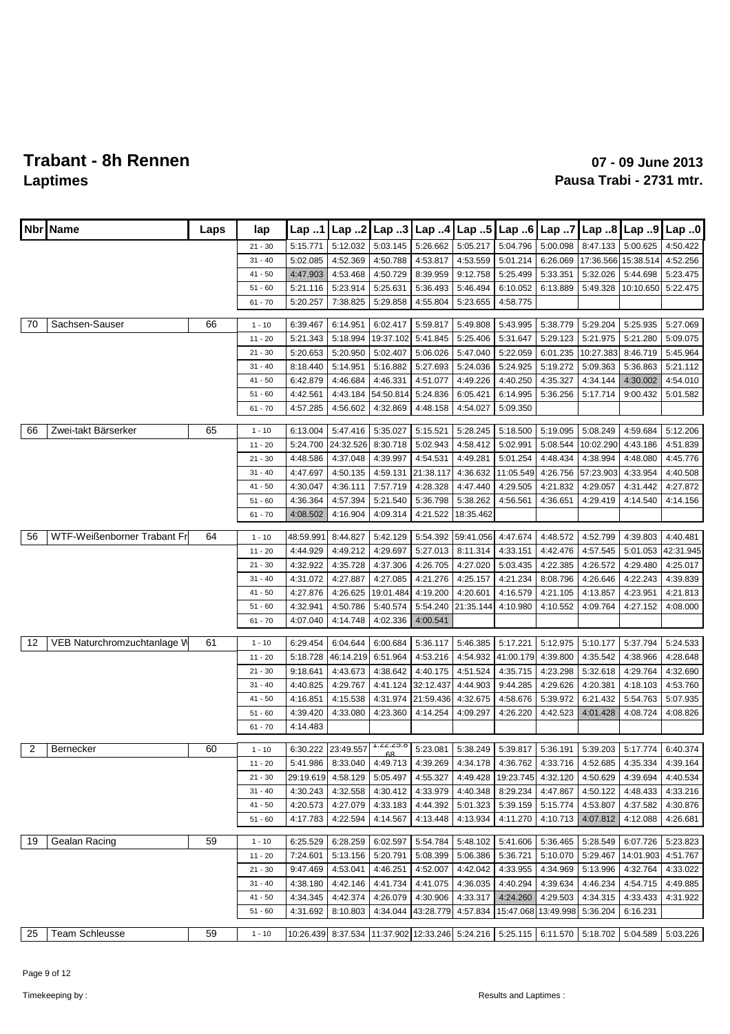# Trabant - 8h Rennen

## Laptimes

**07 - 09 June 2013**

**Pausa Trabi - 2731 mtr.**

| Nbr | Name | Laps | lap | Lap ..1 | Lap ..2 | Lap ..3 | Lap ..4 | Lap ..5 | Lap ..6 | Lap ..7 | Lap ..8 | Lap ..9 | Lap ..0 |
|---|---|---|---|---|---|---|---|---|---|---|---|---|---|
| | | | 21 - 30 | 5:15.771 | 5:12.032 | 5:03.145 | 5:26.662 | 5:05.217 | 5:04.796 | 5:00.098 | 8:47.133 | 5:00.625 | 4:50.422 |
| | | | 31 - 40 | 5:02.085 | 4:52.369 | 4:50.788 | 4:53.817 | 4:53.559 | 5:01.214 | 6:26.069 | 17:36.566 | 15:38.514 | 4:52.256 |
| | | | 41 - 50 | 4:47.903 | 4:53.468 | 4:50.729 | 8:39.959 | 9:12.758 | 5:25.499 | 5:33.351 | 5:32.026 | 5:44.698 | 5:23.475 |
| | | | 51 - 60 | 5:21.116 | 5:23.914 | 5:25.631 | 5:36.493 | 5:46.494 | 6:10.052 | 6:13.889 | 5:49.328 | 10:10.650 | 5:22.475 |
| | | | 61 - 70 | 5:20.257 | 7:38.825 | 5:29.858 | 4:55.804 | 5:23.655 | 4:58.775 | | | | |
| 70 | Sachsen-Sauser | 66 | 1 - 10 | 6:39.467 | 6:14.951 | 6:02.417 | 5:59.817 | 5:49.808 | 5:43.995 | 5:38.779 | 5:29.204 | 5:25.935 | 5:27.069 |
| | | | 11 - 20 | 5:21.343 | 5:18.994 | 19:37.102 | 5:41.845 | 5:25.406 | 5:31.647 | 5:29.123 | 5:21.975 | 5:21.280 | 5:09.075 |
| | | | 21 - 30 | 5:20.653 | 5:20.950 | 5:02.407 | 5:06.026 | 5:47.040 | 5:22.059 | 6:01.235 | 10:27.383 | 8:46.719 | 5:45.964 |
| | | | 31 - 40 | 8:18.440 | 5:14.951 | 5:16.882 | 5:27.693 | 5:24.036 | 5:24.925 | 5:19.272 | 5:09.363 | 5:36.863 | 5:21.112 |
| | | | 41 - 50 | 6:42.879 | 4:46.684 | 4:46.331 | 4:51.077 | 4:49.226 | 4:40.250 | 4:35.327 | 4:34.144 | 4:30.002 | 4:54.010 |
| | | | 51 - 60 | 4:42.561 | 4:43.184 | 54:50.814 | 5:24.836 | 6:05.421 | 6:14.995 | 5:36.256 | 5:17.714 | 9:00.432 | 5:01.582 |
| | | | 61 - 70 | 4:57.285 | 4:56.602 | 4:32.869 | 4:48.158 | 4:54.027 | 5:09.350 | | | | |
| 66 | Zwei-takt Bärserker | 65 | 1 - 10 | 6:13.004 | 5:47.416 | 5:35.027 | 5:15.521 | 5:28.245 | 5:18.500 | 5:19.095 | 5:08.249 | 4:59.684 | 5:12.206 |
| | | | 11 - 20 | 5:24.700 | 24:32.526 | 8:30.718 | 5:02.943 | 4:58.412 | 5:02.991 | 5:08.544 | 10:02.290 | 4:43.186 | 4:51.839 |
| | | | 21 - 30 | 4:48.586 | 4:37.048 | 4:39.997 | 4:54.531 | 4:49.281 | 5:01.254 | 4:48.434 | 4:38.994 | 4:48.080 | 4:45.776 |
| | | | 31 - 40 | 4:47.697 | 4:50.135 | 4:59.131 | 21:38.117 | 4:36.632 | 11:05.549 | 4:26.756 | 57:23.903 | 4:33.954 | 4:40.508 |
| | | | 41 - 50 | 4:30.047 | 4:36.111 | 7:57.719 | 4:28.328 | 4:47.440 | 4:29.505 | 4:21.832 | 4:29.057 | 4:31.442 | 4:27.872 |
| | | | 51 - 60 | 4:36.364 | 4:57.394 | 5:21.540 | 5:36.798 | 5:38.262 | 4:56.561 | 4:36.651 | 4:29.419 | 4:14.540 | 4:14.156 |
| | | | 61 - 70 | 4:08.502 | 4:16.904 | 4:09.314 | 4:21.522 | 18:35.462 | | | | | |
| 56 | WTF-Weißenborner Trabant Fr | 64 | 1 - 10 | 48:59.991 | 8:44.827 | 5:42.129 | 5:54.392 | 59:41.056 | 4:47.674 | 4:48.572 | 4:52.799 | 4:39.803 | 4:40.481 |
| | | | 11 - 20 | 4:44.929 | 4:49.212 | 4:29.697 | 5:27.013 | 8:11.314 | 4:33.151 | 4:42.476 | 4:57.545 | 5:01.053 | 42:31.945 |
| | | | 21 - 30 | 4:32.922 | 4:35.728 | 4:37.306 | 4:26.705 | 4:27.020 | 5:03.435 | 4:22.385 | 4:26.572 | 4:29.480 | 4:25.017 |
| | | | 31 - 40 | 4:31.072 | 4:27.887 | 4:27.085 | 4:21.276 | 4:25.157 | 4:21.234 | 8:08.796 | 4:26.646 | 4:22.243 | 4:39.839 |
| | | | 41 - 50 | 4:27.876 | 4:26.625 | 19:01.484 | 4:19.200 | 4:20.601 | 4:16.579 | 4:21.105 | 4:13.857 | 4:23.951 | 4:21.813 |
| | | | 51 - 60 | 4:32.941 | 4:50.786 | 5:40.574 | 5:54.240 | 21:35.144 | 4:10.980 | 4:10.552 | 4:09.764 | 4:27.152 | 4:08.000 |
| | | | 61 - 70 | 4:07.040 | 4:14.748 | 4:02.336 | 4:00.541 | | | | | | |
| 12 | VEB Naturchromzuchtanlage W | 61 | 1 - 10 | 6:29.454 | 6:04.644 | 6:00.684 | 5:36.117 | 5:46.385 | 5:17.221 | 5:12.975 | 5:10.177 | 5:37.794 | 5:24.533 |
| | | | 11 - 20 | 5:18.728 | 46:14.219 | 6:51.964 | 4:53.216 | 4:54.932 | 41:00.179 | 4:39.800 | 4:35.542 | 4:38.966 | 4:28.648 |
| | | | 21 - 30 | 9:18.641 | 4:43.673 | 4:38.642 | 4:40.175 | 4:51.524 | 4:35.715 | 4:23.298 | 5:32.618 | 4:29.764 | 4:32.690 |
| | | | 31 - 40 | 4:40.825 | 4:29.767 | 4:41.124 | 32:12.437 | 4:44.903 | 9:44.285 | 4:29.626 | 4:20.381 | 4:18.103 | 4:53.760 |
| | | | 41 - 50 | 4:16.851 | 4:15.538 | 4:31.974 | 21:59.436 | 4:32.675 | 4:58.676 | 5:39.972 | 6:21.432 | 5:54.763 | 5:07.935 |
| | | | 51 - 60 | 4:39.420 | 4:33.080 | 4:23.360 | 4:14.254 | 4:09.297 | 4:26.220 | 4:42.523 | 4:01.428 | 4:08.724 | 4:08.826 |
| | | | 61 - 70 | 4:14.483 | | | | | | | | | |
| 2 | Bernecker | 60 | 1 - 10 | 6:30.222 | 23:49.557 | 1:22:25.868 | 5:23.081 | 5:38.249 | 5:39.817 | 5:36.191 | 5:39.203 | 5:17.774 | 6:40.374 |
| | | | 11 - 20 | 5:41.986 | 8:33.040 | 4:49.713 | 4:39.269 | 4:34.178 | 4:36.762 | 4:33.716 | 4:52.685 | 4:35.334 | 4:39.164 |
| | | | 21 - 30 | 29:19.619 | 4:58.129 | 5:05.497 | 4:55.327 | 4:49.428 | 19:23.745 | 4:32.120 | 4:50.629 | 4:39.694 | 4:40.534 |
| | | | 31 - 40 | 4:30.243 | 4:32.558 | 4:30.412 | 4:33.979 | 4:40.348 | 8:29.234 | 4:47.867 | 4:50.122 | 4:48.433 | 4:33.216 |
| | | | 41 - 50 | 4:20.573 | 4:27.079 | 4:33.183 | 4:44.392 | 5:01.323 | 5:39.159 | 5:15.774 | 4:53.807 | 4:37.582 | 4:30.876 |
| | | | 51 - 60 | 4:17.783 | 4:22.594 | 4:14.567 | 4:13.448 | 4:13.934 | 4:11.270 | 4:10.713 | 4:07.812 | 4:12.088 | 4:26.681 |
| 19 | Gealan Racing | 59 | 1 - 10 | 6:25.529 | 6:28.259 | 6:02.597 | 5:54.784 | 5:48.102 | 5:41.606 | 5:36.465 | 5:28.549 | 6:07.726 | 5:23.823 |
| | | | 11 - 20 | 7:24.601 | 5:13.156 | 5:20.791 | 5:08.399 | 5:06.386 | 5:36.721 | 5:10.070 | 5:29.467 | 14:01.903 | 4:51.767 |
| | | | 21 - 30 | 9:47.469 | 4:53.041 | 4:46.251 | 4:52.007 | 4:42.042 | 4:33.955 | 4:34.969 | 5:13.996 | 4:32.764 | 4:33.022 |
| | | | 31 - 40 | 4:38.180 | 4:42.146 | 4:41.734 | 4:41.075 | 4:36.035 | 4:40.294 | 4:39.634 | 4:46.234 | 4:54.715 | 4:49.885 |
| | | | 41 - 50 | 4:34.345 | 4:42.374 | 4:26.079 | 4:30.906 | 4:33.317 | 4:24.260 | 4:29.503 | 4:34.315 | 4:33.433 | 4:31.922 |
| | | | 51 - 60 | 4:31.692 | 8:10.803 | 4:34.044 | 43:28.779 | 4:57.834 | 15:47.068 | 13:49.998 | 5:36.204 | 6:16.231 | |
| 25 | Team Schleusse | 59 | 1 - 10 | 10:26.439 | 8:37.534 | 11:37.902 | 12:33.246 | 5:24.216 | 5:25.115 | 6:11.570 | 5:18.702 | 5:04.589 | 5:03.226 |

Timekeeping by :

Results and Laptimes :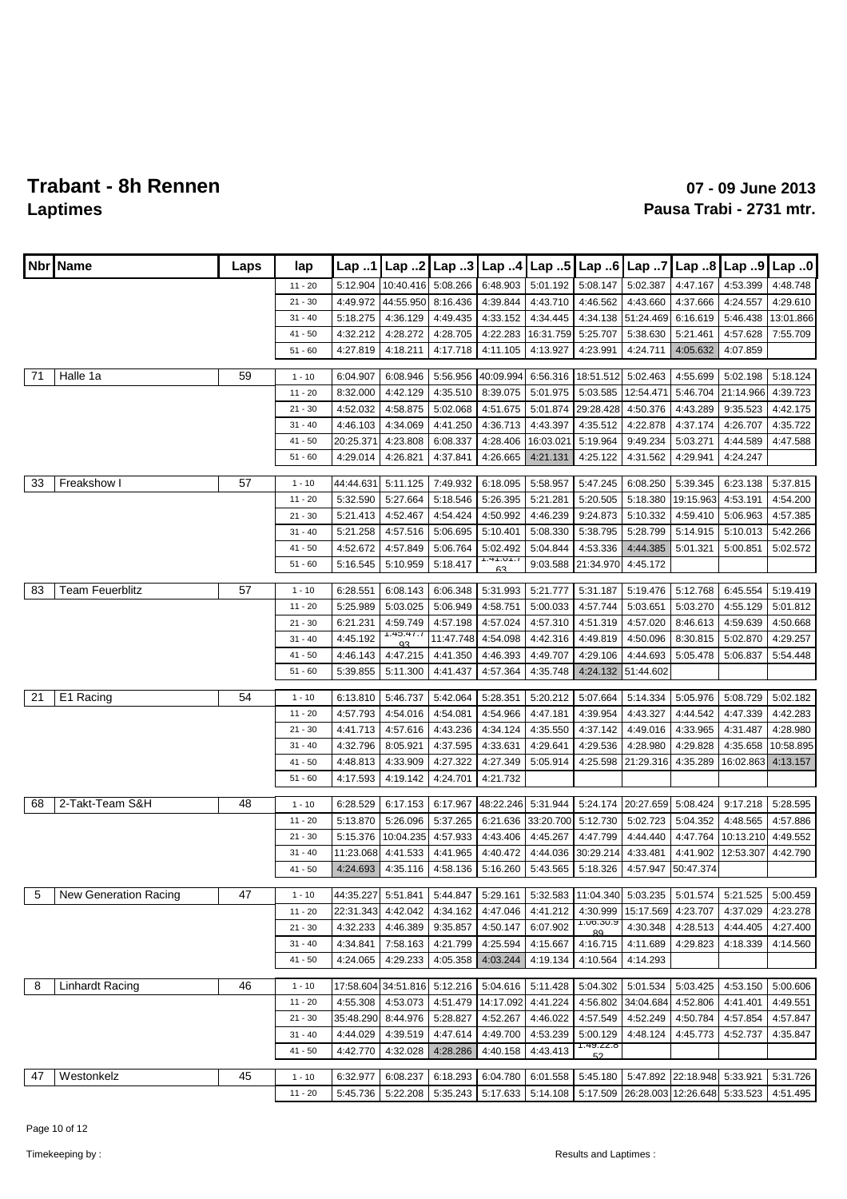# Trabant - 8h Rennen

## Laptimes

**07 - 09 June 2013**

**Pausa Trabi - 2731 mtr.**

| Nbr | Name | Laps | lap | Lap ..1 | Lap ..2 | Lap ..3 | Lap ..4 | Lap ..5 | Lap ..6 | Lap ..7 | Lap ..8 | Lap ..9 | Lap ..0 |
|---|---|---|---|---|---|---|---|---|---|---|---|---|---|
| | | | 11 - 20 | 5:12.904 | 10:40.416 | 5:08.266 | 6:48.903 | 5:01.192 | 5:08.147 | 5:02.387 | 4:47.167 | 4:53.399 | 4:48.748 |
| | | | 21 - 30 | 4:49.972 | 44:55.950 | 8:16.436 | 4:39.844 | 4:43.710 | 4:46.562 | 4:43.660 | 4:37.666 | 4:24.557 | 4:29.610 |
| | | | 31 - 40 | 5:18.275 | 4:36.129 | 4:49.435 | 4:33.152 | 4:34.445 | 4:34.138 | 51:24.469 | 6:16.619 | 5:46.438 | 13:01.866 |
| | | | 41 - 50 | 4:32.212 | 4:28.272 | 4:28.705 | 4:22.283 | 16:31.759 | 5:25.707 | 5:38.630 | 5:21.461 | 4:57.628 | 7:55.709 |
| | | | 51 - 60 | 4:27.819 | 4:18.211 | 4:17.718 | 4:11.105 | 4:13.927 | 4:23.991 | 4:24.711 | 4:05.632 | 4:07.859 | |
| 71 | Halle 1a | 59 | 1 - 10 | 6:04.907 | 6:08.946 | 5:56.956 | 40:09.994 | 6:56.316 | 18:51.512 | 5:02.463 | 4:55.699 | 5:02.198 | 5:18.124 |
| | | | 11 - 20 | 8:32.000 | 4:42.129 | 4:35.510 | 8:39.075 | 5:01.975 | 5:03.585 | 12:54.471 | 5:46.704 | 21:14.966 | 4:39.723 |
| | | | 21 - 30 | 4:52.032 | 4:58.875 | 5:02.068 | 4:51.675 | 5:01.874 | 29:28.428 | 4:50.376 | 4:43.289 | 9:35.523 | 4:42.175 |
| | | | 31 - 40 | 4:46.103 | 4:34.069 | 4:41.250 | 4:36.713 | 4:43.397 | 4:35.512 | 4:22.878 | 4:37.174 | 4:26.707 | 4:35.722 |
| | | | 41 - 50 | 20:25.371 | 4:23.808 | 6:08.337 | 4:28.406 | 16:03.021 | 5:19.964 | 9:49.234 | 5:03.271 | 4:44.589 | 4:47.588 |
| | | | 51 - 60 | 4:29.014 | 4:26.821 | 4:37.841 | 4:26.665 | 4:21.131 | 4:25.122 | 4:31.562 | 4:29.941 | 4:24.247 | |
| 33 | Freakshow I | 57 | 1 - 10 | 44:44.631 | 5:11.125 | 7:49.932 | 6:18.095 | 5:58.957 | 5:47.245 | 6:08.250 | 5:39.345 | 6:23.138 | 5:37.815 |
| | | | 11 - 20 | 5:32.590 | 5:27.664 | 5:18.546 | 5:26.395 | 5:21.281 | 5:20.505 | 5:18.380 | 19:15.963 | 4:53.191 | 4:54.200 |
| | | | 21 - 30 | 5:21.413 | 4:52.467 | 4:54.424 | 4:50.992 | 4:46.239 | 9:24.873 | 5:10.332 | 4:59.410 | 5:06.963 | 4:57.385 |
| | | | 31 - 40 | 5:21.258 | 4:57.516 | 5:06.695 | 5:10.401 | 5:08.330 | 5:38.795 | 5:28.799 | 5:14.915 | 5:10.013 | 5:42.266 |
| | | | 41 - 50 | 4:52.672 | 4:57.849 | 5:06.764 | 5:02.492 | 5:04.844 | 4:53.336 | 4:44.385 | 5:01.321 | 5:00.851 | 5:02.572 |
| | | | 51 - 60 | 5:16.545 | 5:10.959 | 5:18.417 | 1:41:01.763 | 9:03.588 | 21:34.970 | 4:45.172 | | | |
| 83 | Team Feuerblitz | 57 | 1 - 10 | 6:28.551 | 6:08.143 | 6:06.348 | 5:31.993 | 5:21.777 | 5:31.187 | 5:19.476 | 5:12.768 | 6:45.554 | 5:19.419 |
| | | | 11 - 20 | 5:25.989 | 5:03.025 | 5:06.949 | 4:58.751 | 5:00.033 | 4:57.744 | 5:03.651 | 5:03.270 | 4:55.129 | 5:01.812 |
| | | | 21 - 30 | 6:21.231 | 4:59.749 | 4:57.198 | 4:57.024 | 4:57.310 | 4:51.319 | 4:57.020 | 8:46.613 | 4:59.639 | 4:50.668 |
| | | | 31 - 40 | 4:45.192 | 1:45:47.793 | 11:47.748 | 4:54.098 | 4:42.316 | 4:49.819 | 4:50.096 | 8:30.815 | 5:02.870 | 4:29.257 |
| | | | 41 - 50 | 4:46.143 | 4:47.215 | 4:41.350 | 4:46.393 | 4:49.707 | 4:29.106 | 4:44.693 | 5:05.478 | 5:06.837 | 5:54.448 |
| | | | 51 - 60 | 5:39.855 | 5:11.300 | 4:41.437 | 4:57.364 | 4:35.748 | 4:24.132 | 51:44.602 | | | |
| 21 | E1 Racing | 54 | 1 - 10 | 6:13.810 | 5:46.737 | 5:42.064 | 5:28.351 | 5:20.212 | 5:07.664 | 5:14.334 | 5:05.976 | 5:08.729 | 5:02.182 |
| | | | 11 - 20 | 4:57.793 | 4:54.016 | 4:54.081 | 4:54.966 | 4:47.181 | 4:39.954 | 4:43.327 | 4:44.542 | 4:47.339 | 4:42.283 |
| | | | 21 - 30 | 4:41.713 | 4:57.616 | 4:43.236 | 4:34.124 | 4:35.550 | 4:37.142 | 4:49.016 | 4:33.965 | 4:31.487 | 4:28.980 |
| | | | 31 - 40 | 4:32.796 | 8:05.921 | 4:37.595 | 4:33.631 | 4:29.641 | 4:29.536 | 4:28.980 | 4:29.828 | 4:35.658 | 10:58.895 |
| | | | 41 - 50 | 4:48.813 | 4:33.909 | 4:27.322 | 4:27.349 | 5:05.914 | 4:25.598 | 21:29.316 | 4:35.289 | 16:02.863 | 4:13.157 |
| | | | 51 - 60 | 4:17.593 | 4:19.142 | 4:24.701 | 4:21.732 | | | | | | |
| 68 | 2-Takt-Team S&H | 48 | 1 - 10 | 6:28.529 | 6:17.153 | 6:17.967 | 48:22.246 | 5:31.944 | 5:24.174 | 20:27.659 | 5:08.424 | 9:17.218 | 5:28.595 |
| | | | 11 - 20 | 5:13.870 | 5:26.096 | 5:37.265 | 6:21.636 | 33:20.700 | 5:12.730 | 5:02.723 | 5:04.352 | 4:48.565 | 4:57.886 |
| | | | 21 - 30 | 5:15.376 | 10:04.235 | 4:57.933 | 4:43.406 | 4:45.267 | 4:47.799 | 4:44.440 | 4:47.764 | 10:13.210 | 4:49.552 |
| | | | 31 - 40 | 11:23.068 | 4:41.533 | 4:41.965 | 4:40.472 | 4:44.036 | 30:29.214 | 4:33.481 | 4:41.902 | 12:53.307 | 4:42.790 |
| | | | 41 - 50 | 4:24.693 | 4:35.116 | 4:58.136 | 5:16.260 | 5:43.565 | 5:18.326 | 4:57.947 | 50:47.374 | | |
| 5 | New Generation Racing | 47 | 1 - 10 | 44:35.227 | 5:51.841 | 5:44.847 | 5:29.161 | 5:32.583 | 11:04.340 | 5:03.235 | 5:01.574 | 5:21.525 | 5:00.459 |
| | | | 11 - 20 | 22:31.343 | 4:42.042 | 4:34.162 | 4:47.046 | 4:41.212 | 4:30.999 | 15:17.569 | 4:23.707 | 4:37.029 | 4:23.278 |
| | | | 21 - 30 | 4:32.233 | 4:46.389 | 9:35.857 | 4:50.147 | 6:07.902 | 1:06:30.989 | 4:30.348 | 4:28.513 | 4:44.405 | 4:27.400 |
| | | | 31 - 40 | 4:34.841 | 7:58.163 | 4:21.799 | 4:25.594 | 4:15.667 | 4:16.715 | 4:11.689 | 4:29.823 | 4:18.339 | 4:14.560 |
| | | | 41 - 50 | 4:24.065 | 4:29.233 | 4:05.358 | 4:03.244 | 4:19.134 | 4:10.564 | 4:14.293 | | | |
| 8 | Linhardt Racing | 46 | 1 - 10 | 17:58.604 | 34:51.816 | 5:12.216 | 5:04.616 | 5:11.428 | 5:04.302 | 5:01.534 | 5:03.425 | 4:53.150 | 5:00.606 |
| | | | 11 - 20 | 4:55.308 | 4:53.073 | 4:51.479 | 14:17.092 | 4:41.224 | 4:56.802 | 34:04.684 | 4:52.806 | 4:41.401 | 4:49.551 |
| | | | 21 - 30 | 35:48.290 | 8:44.976 | 5:28.827 | 4:52.267 | 4:46.022 | 4:57.549 | 4:52.249 | 4:50.784 | 4:57.854 | 4:57.847 |
| | | | 31 - 40 | 4:44.029 | 4:39.519 | 4:47.614 | 4:49.700 | 4:53.239 | 5:00.129 | 4:48.124 | 4:45.773 | 4:52.737 | 4:35.847 |
| | | | 41 - 50 | 4:42.770 | 4:32.028 | 4:28.286 | 4:40.158 | 4:43.413 | 1:49:22.852 | | | | |
| 47 | Westonkelz | 45 | 1 - 10 | 6:32.977 | 6:08.237 | 6:18.293 | 6:04.780 | 6:01.558 | 5:45.180 | 5:47.892 | 22:18.948 | 5:33.921 | 5:31.726 |
| | | | 11 - 20 | 5:45.736 | 5:22.208 | 5:35.243 | 5:17.633 | 5:14.108 | 5:17.509 | 26:28.003 | 12:26.648 | 5:33.523 | 4:51.495 |

Timekeeping by :

Results and Laptimes :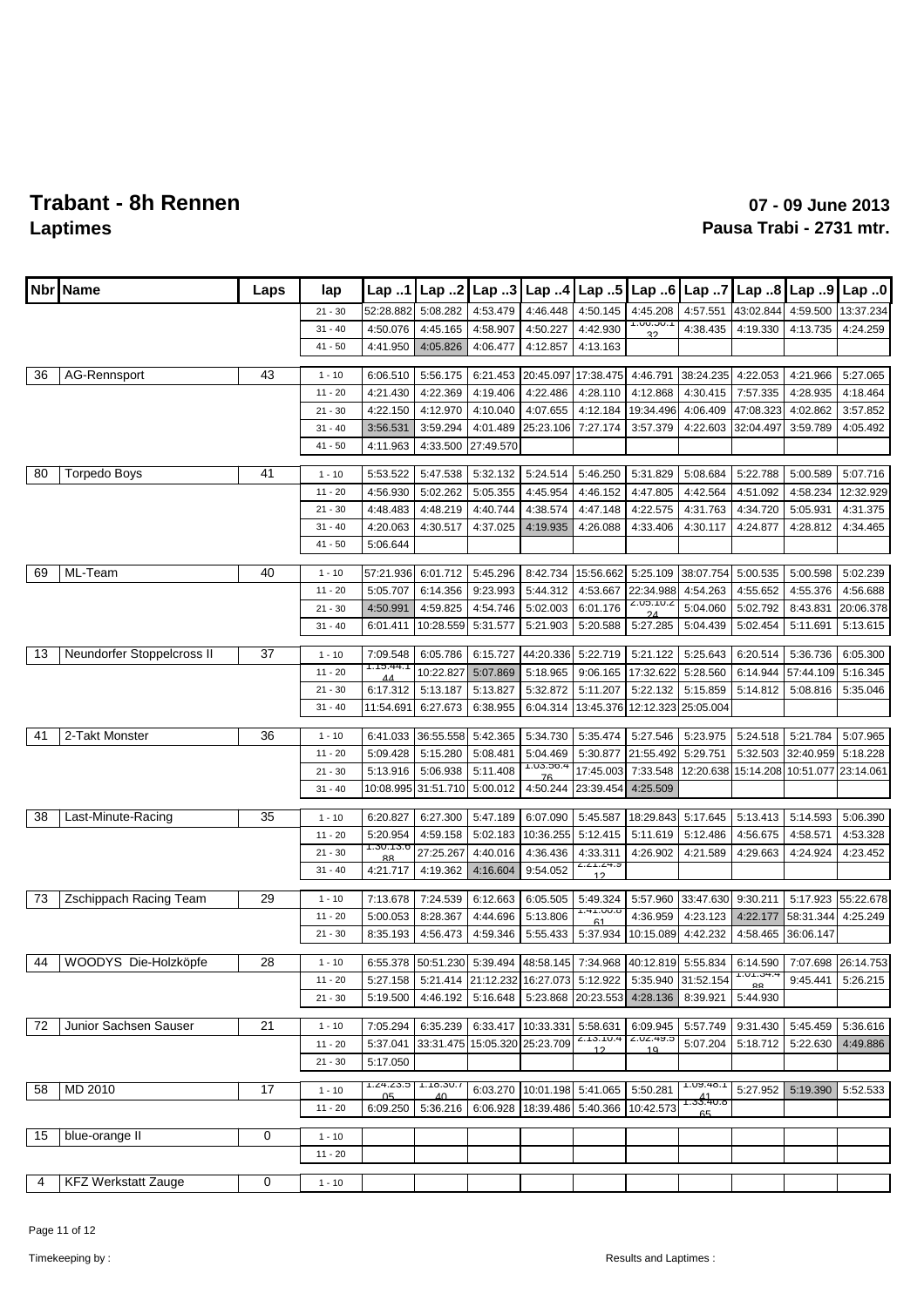# Trabant - 8h Rennen

## Laptimes

**07 - 09 June 2013**

**Pausa Trabi - 2731 mtr.**

| Nbr | Name | Laps | lap | Lap ..1 | Lap ..2 | Lap ..3 | Lap ..4 | Lap ..5 | Lap ..6 | Lap ..7 | Lap ..8 | Lap ..9 | Lap ..0 |
|---|---|---|---|---|---|---|---|---|---|---|---|---|---|
| | | | 21 - 30 | 52:28.882 | 5:08.282 | 4:53.479 | 4:46.448 | 4:50.145 | 4:45.208 | 4:57.551 | 43:02.844 | 4:59.500 | 13:37.234 |
| | | | 31 - 40 | 4:50.076 | 4:45.165 | 4:58.907 | 4:50.227 | 4:42.930 | 1:00:30.132 | 4:38.435 | 4:19.330 | 4:13.735 | 4:24.259 |
| | | | 41 - 50 | 4:41.950 | 4:05.826 | 4:06.477 | 4:12.857 | 4:13.163 | | | | | |
| 36 | AG-Rennsport | 43 | 1 - 10 | 6:06.510 | 5:56.175 | 6:21.453 | 20:45.097 | 17:38.475 | 4:46.791 | 38:24.235 | 4:22.053 | 4:21.966 | 5:27.065 |
| | | | 11 - 20 | 4:21.430 | 4:22.369 | 4:19.406 | 4:22.486 | 4:28.110 | 4:12.868 | 4:30.415 | 7:57.335 | 4:28.935 | 4:18.464 |
| | | | 21 - 30 | 4:22.150 | 4:12.970 | 4:10.040 | 4:07.655 | 4:12.184 | 19:34.496 | 4:06.409 | 47:08.323 | 4:02.862 | 3:57.852 |
| | | | 31 - 40 | 3:56.531 | 3:59.294 | 4:01.489 | 25:23.106 | 7:27.174 | 3:57.379 | 4:22.603 | 32:04.497 | 3:59.789 | 4:05.492 |
| | | | 41 - 50 | 4:11.963 | 4:33.500 | 27:49.570 | | | | | | | |
| 80 | Torpedo Boys | 41 | 1 - 10 | 5:53.522 | 5:47.538 | 5:32.132 | 5:24.514 | 5:46.250 | 5:31.829 | 5:08.684 | 5:22.788 | 5:00.589 | 5:07.716 |
| | | | 11 - 20 | 4:56.930 | 5:02.262 | 5:05.355 | 4:45.954 | 4:46.152 | 4:47.805 | 4:42.564 | 4:51.092 | 4:58.234 | 12:32.929 |
| | | | 21 - 30 | 4:48.483 | 4:48.219 | 4:40.744 | 4:38.574 | 4:47.148 | 4:22.575 | 4:31.763 | 4:34.720 | 5:05.931 | 4:31.375 |
| | | | 31 - 40 | 4:20.063 | 4:30.517 | 4:37.025 | 4:19.935 | 4:26.088 | 4:33.406 | 4:30.117 | 4:24.877 | 4:28.812 | 4:34.465 |
| | | | 41 - 50 | 5:06.644 | | | | | | | | | |
| 69 | ML-Team | 40 | 1 - 10 | 57:21.936 | 6:01.712 | 5:45.296 | 8:42.734 | 15:56.662 | 5:25.109 | 38:07.754 | 5:00.535 | 5:00.598 | 5:02.239 |
| | | | 11 - 20 | 5:05.707 | 6:14.356 | 9:23.993 | 5:44.312 | 4:53.667 | 22:34.988 | 4:54.263 | 4:55.652 | 4:55.376 | 4:56.688 |
| | | | 21 - 30 | 4:50.991 | 4:59.825 | 4:54.746 | 5:02.003 | 6:01.176 | 2:05:10.224 | 5:04.060 | 5:02.792 | 8:43.831 | 20:06.378 |
| | | | 31 - 40 | 6:01.411 | 10:28.559 | 5:31.577 | 5:21.903 | 5:20.588 | 5:27.285 | 5:04.439 | 5:02.454 | 5:11.691 | 5:13.615 |
| 13 | Neundorfer Stoppelcross II | 37 | 1 - 10 | 7:09.548 | 6:05.786 | 6:15.727 | 44:20.336 | 5:22.719 | 5:21.122 | 5:25.643 | 6:20.514 | 5:36.736 | 6:05.300 |
| | | | 11 - 20 | 1:15:44.144 | 10:22.827 | 5:07.869 | 5:18.965 | 9:06.165 | 17:32.622 | 5:28.560 | 6:14.944 | 57:44.109 | 5:16.345 |
| | | | 21 - 30 | 6:17.312 | 5:13.187 | 5:13.827 | 5:32.872 | 5:11.207 | 5:22.132 | 5:15.859 | 5:14.812 | 5:08.816 | 5:35.046 |
| | | | 31 - 40 | 11:54.691 | 6:27.673 | 6:38.955 | 6:04.314 | 13:45.376 | 12:12.323 | 25:05.004 | | | |
| 41 | 2-Takt Monster | 36 | 1 - 10 | 6:41.033 | 36:55.558 | 5:42.365 | 5:34.730 | 5:35.474 | 5:27.546 | 5:23.975 | 5:24.518 | 5:21.784 | 5:07.965 |
| | | | 11 - 20 | 5:09.428 | 5:15.280 | 5:08.481 | 5:04.469 | 5:30.877 | 21:55.492 | 5:29.751 | 5:32.503 | 32:40.959 | 5:18.228 |
| | | | 21 - 30 | 5:13.916 | 5:06.938 | 5:11.408 | 1:03:56.476 | 17:45.003 | 7:33.548 | 12:20.638 | 15:14.208 | 10:51.077 | 23:14.061 |
| | | | 31 - 40 | 10:08.995 | 31:51.710 | 5:00.012 | 4:50.244 | 23:39.454 | 4:25.509 | | | | |
| 38 | Last-Minute-Racing | 35 | 1 - 10 | 6:20.827 | 6:27.300 | 5:47.189 | 6:07.090 | 5:45.587 | 18:29.843 | 5:17.645 | 5:13.413 | 5:14.593 | 5:06.390 |
| | | | 11 - 20 | 5:20.954 | 4:59.158 | 5:02.183 | 10:36.255 | 5:12.415 | 5:11.619 | 5:12.486 | 4:56.675 | 4:58.571 | 4:53.328 |
| | | | 21 - 30 | 1:30:13.688 | 27:25.267 | 4:40.016 | 4:36.436 | 4:33.311 | 4:26.902 | 4:21.589 | 4:29.663 | 4:24.924 | 4:23.452 |
| | | | 31 - 40 | 4:21.717 | 4:19.362 | 4:16.604 | 9:54.052 | 2:21:24.912 | | | | | |
| 73 | Zschippach Racing Team | 29 | 1 - 10 | 7:13.678 | 7:24.539 | 6:12.663 | 6:05.505 | 5:49.324 | 5:57.960 | 33:47.630 | 9:30.211 | 5:17.923 | 55:22.678 |
| | | | 11 - 20 | 5:00.053 | 8:28.367 | 4:44.696 | 5:13.806 | 1:41:00.661 | 4:36.959 | 4:23.123 | 4:22.177 | 58:31.344 | 4:25.249 |
| | | | 21 - 30 | 8:35.193 | 4:56.473 | 4:59.346 | 5:55.433 | 5:37.934 | 10:15.089 | 4:42.232 | 4:58.465 | 36:06.147 | |
| 44 | WOODYS Die-Holzköpfe | 28 | 1 - 10 | 6:55.378 | 50:51.230 | 5:39.494 | 48:58.145 | 7:34.968 | 40:12.819 | 5:55.834 | 6:14.590 | 7:07.698 | 26:14.753 |
| | | | 11 - 20 | 5:27.158 | 5:21.414 | 21:12.232 | 16:27.073 | 5:12.922 | 5:35.940 | 31:52.154 | 1:01:34.488 | 9:45.441 | 5:26.215 |
| | | | 21 - 30 | 5:19.500 | 4:46.192 | 5:16.648 | 5:23.868 | 20:23.553 | 4:28.136 | 8:39.921 | 5:44.930 | | |
| 72 | Junior Sachsen Sauser | 21 | 1 - 10 | 7:05.294 | 6:35.239 | 6:33.417 | 10:33.331 | 5:58.631 | 6:09.945 | 5:57.749 | 9:31.430 | 5:45.459 | 5:36.616 |
| | | | 11 - 20 | 5:37.041 | 33:31.475 | 15:05.320 | 25:23.709 | 2:13:10.412 | 2:02:49.519 | 5:07.204 | 5:18.712 | 5:22.630 | 4:49.886 |
| | | | 21 - 30 | 5:17.050 | | | | | | | | | |
| 58 | MD 2010 | 17 | 1 - 10 | 1:24:23.505 | 1:18:30.740 | 6:03.270 | 10:01.198 | 5:41.065 | 5:50.281 | 1:09:48.141 | 5:27.952 | 5:19.390 | 5:52.533 |
| | | | 11 - 20 | 6:09.250 | 5:36.216 | 6:06.928 | 18:39.486 | 5:40.366 | 10:42.573 | 1:33:40.865 | | | |
| 15 | blue-orange II | 0 | 1 - 10 | | | | | | | | | | |
| | | | 11 - 20 | | | | | | | | | | |
| 4 | KFZ Werkstatt Zauge | 0 | 1 - 10 | | | | | | | | | | |

Timekeeping by :

Results and Laptimes :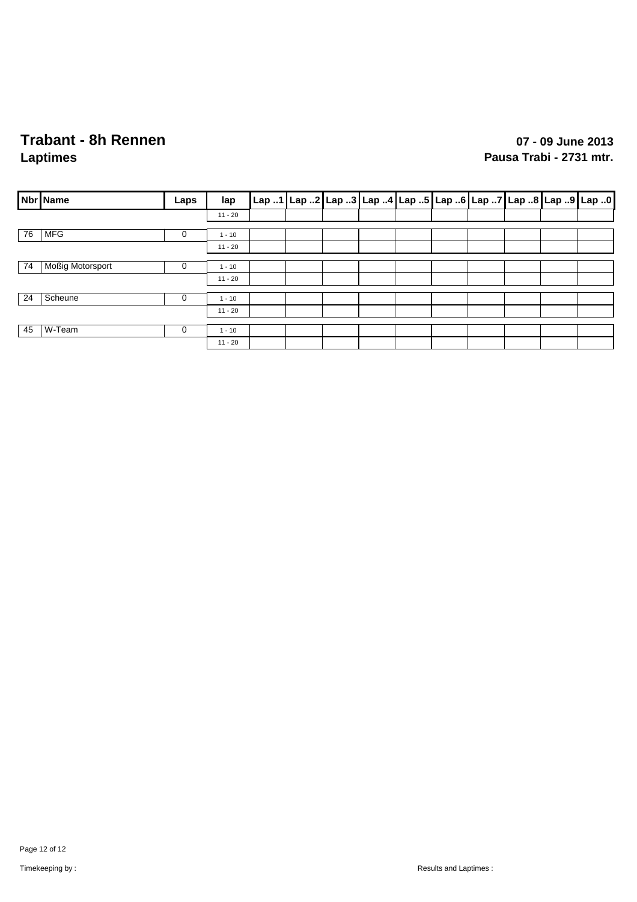# Trabant - 8h Rennen

## Laptimes

**07 - 09 June 2013**

**Pausa Trabi - 2731 mtr.**

| Nbr | Name | Laps | lap | Lap ..1 | Lap ..2 | Lap ..3 | Lap ..4 | Lap ..5 | Lap ..6 | Lap ..7 | Lap ..8 | Lap ..9 | Lap ..0 |
|---|---|---|---|---|---|---|---|---|---|---|---|---|---|
| | | | 11 - 20 | | | | | | | | | | |
| 76 | MFG | 0 | 1 - 10 | | | | | | | | | | |
| | | | 11 - 20 | | | | | | | | | | |
| 74 | Moßig Motorsport | 0 | 1 - 10 | | | | | | | | | | |
| | | | 11 - 20 | | | | | | | | | | |
| 24 | Scheune | 0 | 1 - 10 | | | | | | | | | | |
| | | | 11 - 20 | | | | | | | | | | |
| 45 | W-Team | 0 | 1 - 10 | | | | | | | | | | |
| | | | 11 - 20 | | | | | | | | | | |

Timekeeping by :

Results and Laptimes :